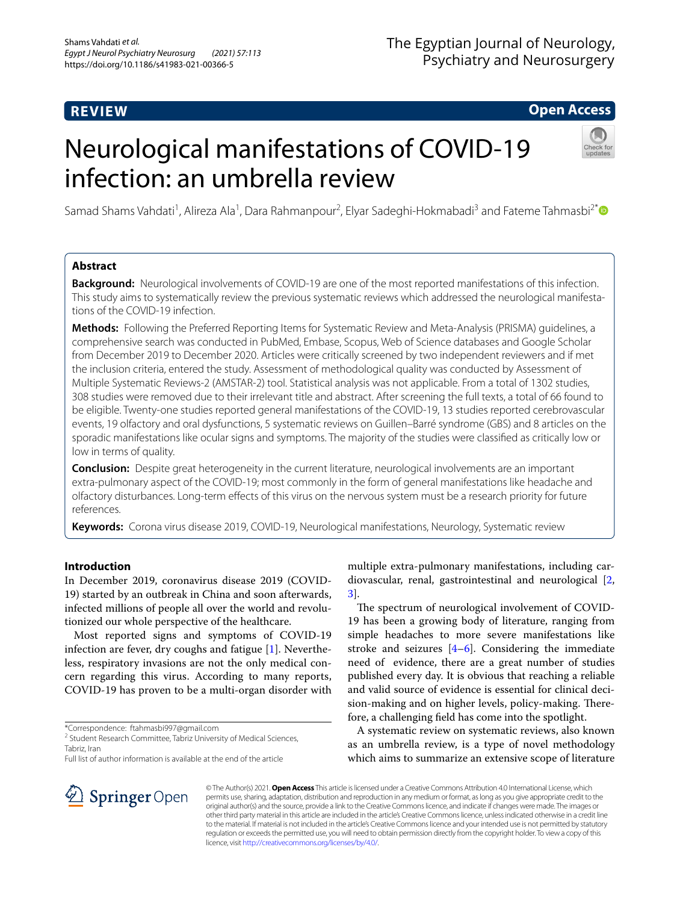**REVIEW** **Open Access**

# Neurological manifestations of COVID-19 infection: an umbrella review

Samad Shams Vahdati[1], Alireza Ala[1], Dara Rahmanpour[2], Elyar Sadeghi-Hokmabadi[3] and Fateme Tahmasbi[2*]

## Abstract

**Background:** Neurological involvements of COVID-19 are one of the most reported manifestations of this infection. This study aims to systematically review the previous systematic reviews which addressed the neurological manifestations of the COVID-19 infection.

**Methods:** Following the Preferred Reporting Items for Systematic Review and Meta-Analysis (PRISMA) guidelines, a comprehensive search was conducted in PubMed, Embase, Scopus, Web of Science databases and Google Scholar from December 2019 to December 2020. Articles were critically screened by two independent reviewers and if met the inclusion criteria, entered the study. Assessment of methodological quality was conducted by Assessment of Multiple Systematic Reviews-2 (AMSTAR-2) tool. Statistical analysis was not applicable. From a total of 1302 studies, 308 studies were removed due to their irrelevant title and abstract. After screening the full texts, a total of 66 found to be eligible. Twenty-one studies reported general manifestations of the COVID-19, 13 studies reported cerebrovascular events, 19 olfactory and oral dysfunctions, 5 systematic reviews on Guillen–Barré syndrome (GBS) and 8 articles on the sporadic manifestations like ocular signs and symptoms. The majority of the studies were classified as critically low or low in terms of quality.

**Conclusion:** Despite great heterogeneity in the current literature, neurological involvements are an important extra-pulmonary aspect of the COVID-19; most commonly in the form of general manifestations like headache and olfactory disturbances. Long-term effects of this virus on the nervous system must be a research priority for future references.

**Keywords:** Corona virus disease 2019, COVID-19, Neurological manifestations, Neurology, Systematic review

## Introduction

In December 2019, coronavirus disease 2019 (COVID-19) started by an outbreak in China and soon afterwards, infected millions of people all over the world and revolutionized our whole perspective of the healthcare.

Most reported signs and symptoms of COVID-19 infection are fever, dry coughs and fatigue [1]. Nevertheless, respiratory invasions are not the only medical concern regarding this virus. According to many reports, COVID-19 has proven to be a multi-organ disorder with multiple extra-pulmonary manifestations, including cardiovascular, renal, gastrointestinal and neurological [2, 3].

The spectrum of neurological involvement of COVID-19 has been a growing body of literature, ranging from simple headaches to more severe manifestations like stroke and seizures [4–6]. Considering the immediate need of evidence, there are a great number of studies published every day. It is obvious that reaching a reliable and valid source of evidence is essential for clinical decision-making and on higher levels, policy-making. Therefore, a challenging field has come into the spotlight.

A systematic review on systematic reviews, also known as an umbrella review, is a type of novel methodology which aims to summarize an extensive scope of literature

*Correspondence: ftahmasbi997@gmail.com
[2] Student Research Committee, Tabriz University of Medical Sciences, Tabriz, Iran
Full list of author information is available at the end of the article

© The Author(s) 2021. **Open Access** This article is licensed under a Creative Commons Attribution 4.0 International License, which permits use, sharing, adaptation, distribution and reproduction in any medium or format, as long as you give appropriate credit to the original author(s) and the source, provide a link to the Creative Commons licence, and indicate if changes were made. The images or other third party material in this article are included in the article's Creative Commons licence, unless indicated otherwise in a credit line to the material. If material is not included in the article's Creative Commons licence and your intended use is not permitted by statutory regulation or exceeds the permitted use, you will need to obtain permission directly from the copyright holder. To view a copy of this licence, visit http://creativecommons.org/licenses/by/4.0/.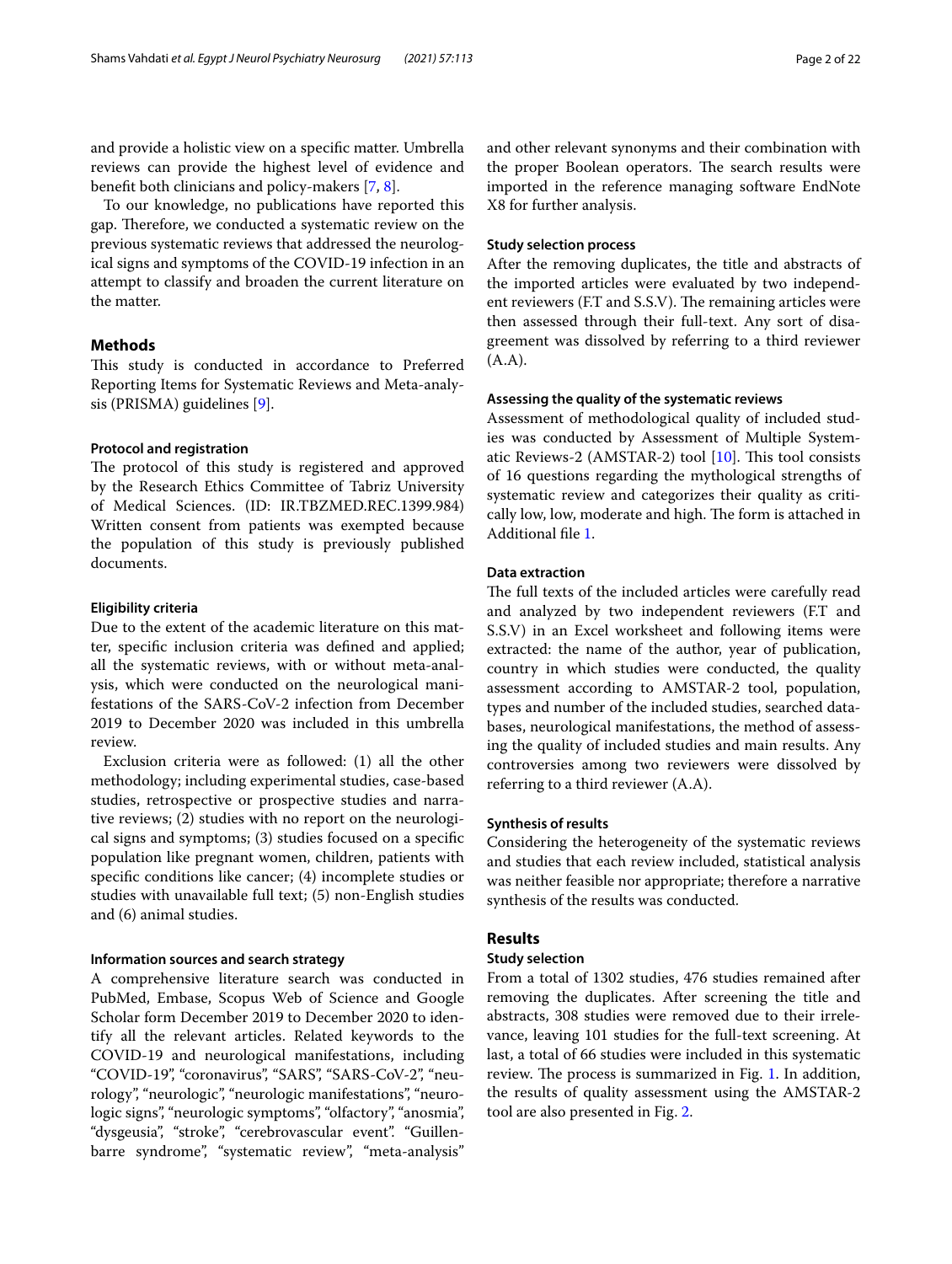and provide a holistic view on a specific matter. Umbrella reviews can provide the highest level of evidence and benefit both clinicians and policy-makers [7, 8].

To our knowledge, no publications have reported this gap. Therefore, we conducted a systematic review on the previous systematic reviews that addressed the neurological signs and symptoms of the COVID-19 infection in an attempt to classify and broaden the current literature on the matter.

## Methods

This study is conducted in accordance to Preferred Reporting Items for Systematic Reviews and Meta-analysis (PRISMA) guidelines [9].

### Protocol and registration

The protocol of this study is registered and approved by the Research Ethics Committee of Tabriz University of Medical Sciences. (ID: IR.TBZMED.REC.1399.984) Written consent from patients was exempted because the population of this study is previously published documents.

### Eligibility criteria

Due to the extent of the academic literature on this matter, specific inclusion criteria was defined and applied; all the systematic reviews, with or without meta-analysis, which were conducted on the neurological manifestations of the SARS-CoV-2 infection from December 2019 to December 2020 was included in this umbrella review.

Exclusion criteria were as followed: (1) all the other methodology; including experimental studies, case-based studies, retrospective or prospective studies and narrative reviews; (2) studies with no report on the neurological signs and symptoms; (3) studies focused on a specific population like pregnant women, children, patients with specific conditions like cancer; (4) incomplete studies or studies with unavailable full text; (5) non-English studies and (6) animal studies.

### Information sources and search strategy

A comprehensive literature search was conducted in PubMed, Embase, Scopus Web of Science and Google Scholar form December 2019 to December 2020 to identify all the relevant articles. Related keywords to the COVID-19 and neurological manifestations, including "COVID-19", "coronavirus", "SARS", "SARS-CoV-2", "neurology", "neurologic", "neurologic manifestations", "neurologic signs", "neurologic symptoms", "olfactory", "anosmia", "dysgeusia", "stroke", "cerebrovascular event". "Guillenbarre syndrome", "systematic review", "meta-analysis" and other relevant synonyms and their combination with the proper Boolean operators. The search results were imported in the reference managing software EndNote X8 for further analysis.

### Study selection process

After the removing duplicates, the title and abstracts of the imported articles were evaluated by two independent reviewers (F.T and S.S.V). The remaining articles were then assessed through their full-text. Any sort of disagreement was dissolved by referring to a third reviewer (A.A).

### Assessing the quality of the systematic reviews

Assessment of methodological quality of included studies was conducted by Assessment of Multiple Systematic Reviews-2 (AMSTAR-2) tool [10]. This tool consists of 16 questions regarding the mythological strengths of systematic review and categorizes their quality as critically low, low, moderate and high. The form is attached in Additional file 1.

### Data extraction

The full texts of the included articles were carefully read and analyzed by two independent reviewers (F.T and S.S.V) in an Excel worksheet and following items were extracted: the name of the author, year of publication, country in which studies were conducted, the quality assessment according to AMSTAR-2 tool, population, types and number of the included studies, searched databases, neurological manifestations, the method of assessing the quality of included studies and main results. Any controversies among two reviewers were dissolved by referring to a third reviewer (A.A).

### Synthesis of results

Considering the heterogeneity of the systematic reviews and studies that each review included, statistical analysis was neither feasible nor appropriate; therefore a narrative synthesis of the results was conducted.

## Results

### Study selection

From a total of 1302 studies, 476 studies remained after removing the duplicates. After screening the title and abstracts, 308 studies were removed due to their irrelevance, leaving 101 studies for the full-text screening. At last, a total of 66 studies were included in this systematic review. The process is summarized in Fig. 1. In addition, the results of quality assessment using the AMSTAR-2 tool are also presented in Fig. 2.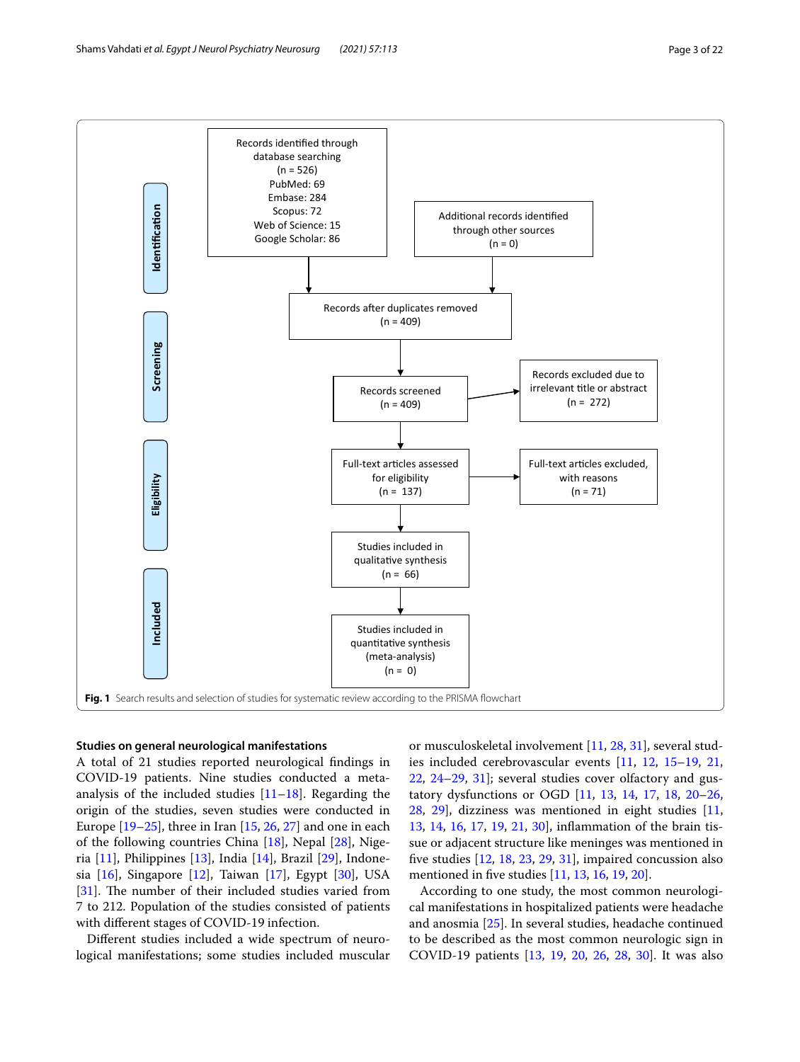**Identification**

Records identified through database searching (n = 526)
PubMed: 69
Embase: 284
Scopus: 72
Web of Science: 15
Google Scholar: 86

Additional records identified through other sources (n = 0)

Records after duplicates removed (n = 409)

**Screening**

Records screened (n = 409)

Records excluded due to irrelevant title or abstract (n = 272)

**Eligibility**

Full-text articles assessed for eligibility (n = 137)

Full-text articles excluded, with reasons (n = 71)

Studies included in qualitative synthesis (n = 66)

**Included**

Studies included in quantitative synthesis (meta-analysis) (n = 0)

**Fig. 1** Search results and selection of studies for systematic review according to the PRISMA flowchart

### Studies on general neurological manifestations

A total of 21 studies reported neurological findings in COVID-19 patients. Nine studies conducted a meta-analysis of the included studies [11–18]. Regarding the origin of the studies, seven studies were conducted in Europe [19–25], three in Iran [15, 26, 27] and one in each of the following countries China [18], Nepal [28], Nigeria [11], Philippines [13], India [14], Brazil [29], Indonesia [16], Singapore [12], Taiwan [17], Egypt [30], USA [31]. The number of their included studies varied from 7 to 212. Population of the studies consisted of patients with different stages of COVID-19 infection.

Different studies included a wide spectrum of neurological manifestations; some studies included muscular or musculoskeletal involvement [11, 28, 31], several studies included cerebrovascular events [11, 12, 15–19, 21, 22, 24–29, 31]; several studies cover olfactory and gustatory dysfunctions or OGD [11, 13, 14, 17, 18, 20–26, 28, 29], dizziness was mentioned in eight studies [11, 13, 14, 16, 17, 19, 21, 30], inflammation of the brain tissue or adjacent structure like meninges was mentioned in five studies [12, 18, 23, 29, 31], impaired concussion also mentioned in five studies [11, 13, 16, 19, 20].

According to one study, the most common neurological manifestations in hospitalized patients were headache and anosmia [25]. In several studies, headache continued to be described as the most common neurologic sign in COVID-19 patients [13, 19, 20, 26, 28, 30]. It was also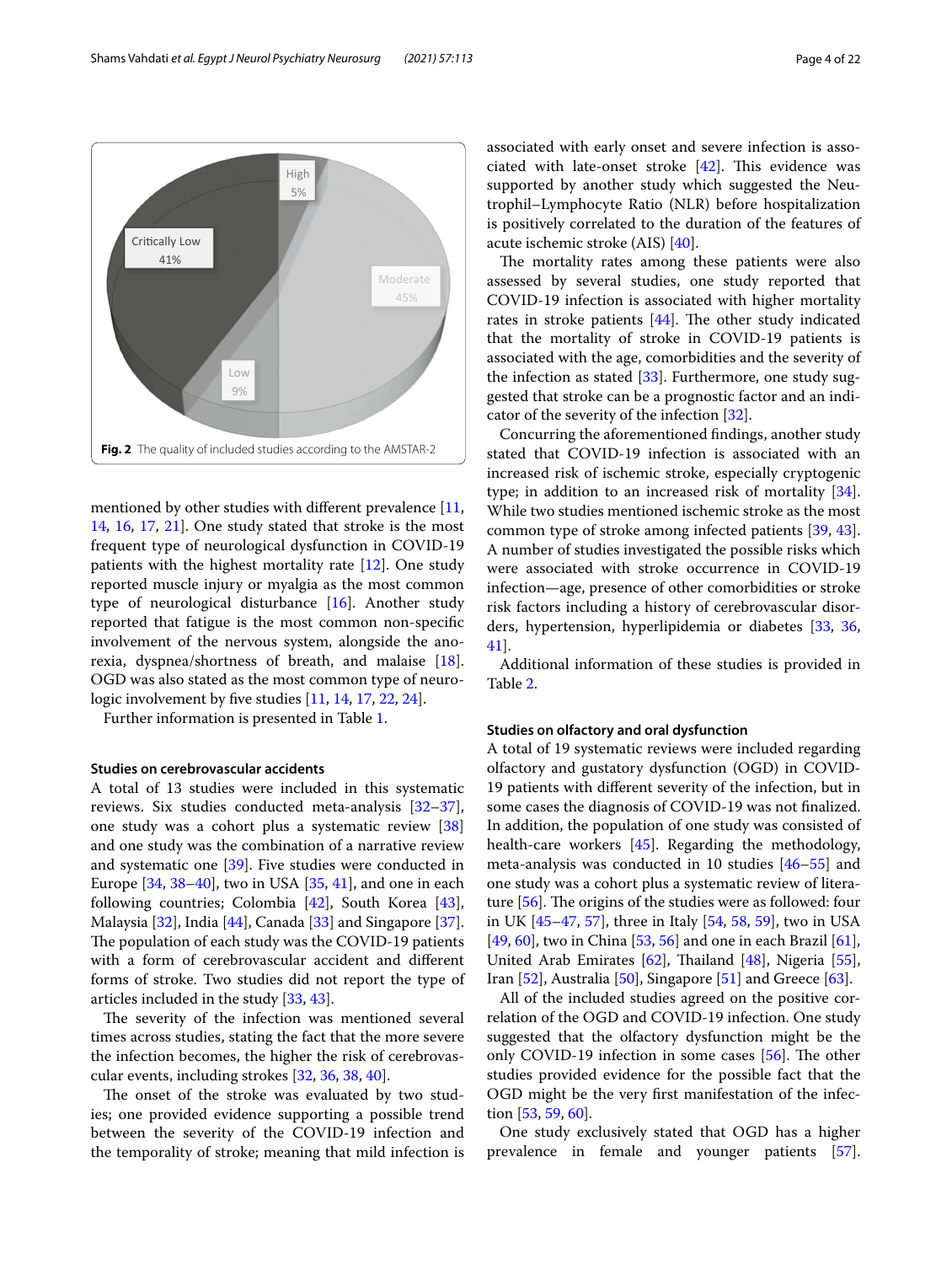Fig. 2 The quality of included studies according to the AMSTAR-2

mentioned by other studies with different prevalence [11, 14, 16, 17, 21]. One study stated that stroke is the most frequent type of neurological dysfunction in COVID-19 patients with the highest mortality rate [12]. One study reported muscle injury or myalgia as the most common type of neurological disturbance [16]. Another study reported that fatigue is the most common non-specific involvement of the nervous system, alongside the anorexia, dyspnea/shortness of breath, and malaise [18]. OGD was also stated as the most common type of neurologic involvement by five studies [11, 14, 17, 22, 24].

Further information is presented in Table 1.

### Studies on cerebrovascular accidents

A total of 13 studies were included in this systematic reviews. Six studies conducted meta-analysis [32–37], one study was a cohort plus a systematic review [38] and one study was the combination of a narrative review and systematic one [39]. Five studies were conducted in Europe [34, 38–40], two in USA [35, 41], and one in each following countries; Colombia [42], South Korea [43], Malaysia [32], India [44], Canada [33] and Singapore [37]. The population of each study was the COVID-19 patients with a form of cerebrovascular accident and different forms of stroke. Two studies did not report the type of articles included in the study [33, 43].

The severity of the infection was mentioned several times across studies, stating the fact that the more severe the infection becomes, the higher the risk of cerebrovascular events, including strokes [32, 36, 38, 40].

The onset of the stroke was evaluated by two studies; one provided evidence supporting a possible trend between the severity of the COVID-19 infection and the temporality of stroke; meaning that mild infection is associated with early onset and severe infection is associated with late-onset stroke [42]. This evidence was supported by another study which suggested the Neutrophil–Lymphocyte Ratio (NLR) before hospitalization is positively correlated to the duration of the features of acute ischemic stroke (AIS) [40].

The mortality rates among these patients were also assessed by several studies, one study reported that COVID-19 infection is associated with higher mortality rates in stroke patients [44]. The other study indicated that the mortality of stroke in COVID-19 patients is associated with the age, comorbidities and the severity of the infection as stated [33]. Furthermore, one study suggested that stroke can be a prognostic factor and an indicator of the severity of the infection [32].

Concurring the aforementioned findings, another study stated that COVID-19 infection is associated with an increased risk of ischemic stroke, especially cryptogenic type; in addition to an increased risk of mortality [34]. While two studies mentioned ischemic stroke as the most common type of stroke among infected patients [39, 43]. A number of studies investigated the possible risks which were associated with stroke occurrence in COVID-19 infection—age, presence of other comorbidities or stroke risk factors including a history of cerebrovascular disorders, hypertension, hyperlipidemia or diabetes [33, 36, 41].

Additional information of these studies is provided in Table 2.

### Studies on olfactory and oral dysfunction

A total of 19 systematic reviews were included regarding olfactory and gustatory dysfunction (OGD) in COVID-19 patients with different severity of the infection, but in some cases the diagnosis of COVID-19 was not finalized. In addition, the population of one study was consisted of health-care workers [45]. Regarding the methodology, meta-analysis was conducted in 10 studies [46–55] and one study was a cohort plus a systematic review of literature [56]. The origins of the studies were as followed: four in UK [45–47, 57], three in Italy [54, 58, 59], two in USA [49, 60], two in China [53, 56] and one in each Brazil [61], United Arab Emirates [62], Thailand [48], Nigeria [55], Iran [52], Australia [50], Singapore [51] and Greece [63].

All of the included studies agreed on the positive correlation of the OGD and COVID-19 infection. One study suggested that the olfactory dysfunction might be the only COVID-19 infection in some cases [56]. The other studies provided evidence for the possible fact that the OGD might be the very first manifestation of the infection [53, 59, 60].

One study exclusively stated that OGD has a higher prevalence in female and younger patients [57].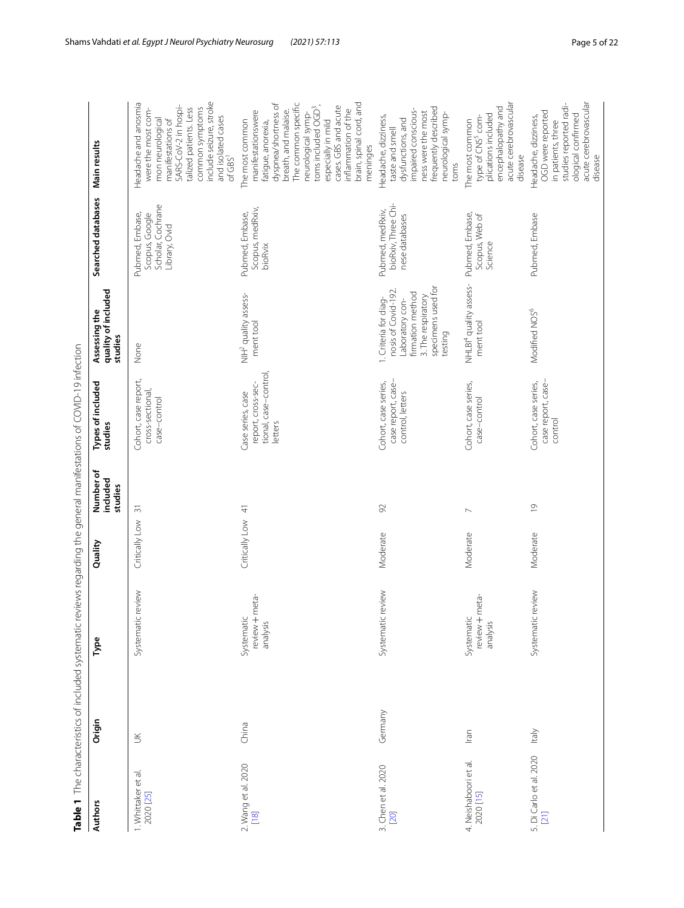**Table 1** The characteristics of included systematic reviews regarding the general manifestations of COVID-19 infection

| Authors | Origin | Type | Quality | Number of included studies | Types of included studies | Assessing the quality of included studies | Searched databases | Main results |
|---|---|---|---|---|---|---|---|---|
| 1. Whittaker et al. 2020 [25] | UK | Systematic review | Critically Low | 31 | Cohort, case report, cross-sectional, case–control | None | Pubmed, Embase, Scopus, Google Scholar, Cochrane Library, Ovid | Headache and anosmia were the most common neurological manifestations of SARS-CoV-2 in hospitalized patients. Less common symptoms include seizure, stroke and isolated cases of GBS[1] |
| 2. Wang et al. 2020 [18] | China | Systematic review + meta-analysis | Critically Low | 41 | Case series, case report, cross-sectional, case–control, letters | NIH[2] quality assessment tool | Pubmed, Embase, Scopus, medRxiv, bioRvix | The most common manifestationswere fatigue, anorexia, dyspnea/shortness of breath, and malaise. The common specific neurological symptoms included OGD[3], especially in mild cases. GBS and acute inflammation of the brain, spinal cord, and meninges |
| 3. Chen et al. 2020 [20] | Germany | Systematic review | Moderate | 92 | Cohort, case series, case report, case–control, letters | 1. Criteria for diagnosis of Covid-19 2. Laboratory confirmation method 3. The respiratory specimens used for testing | Pubmed, medRxiv, bioRxiv, Three Chinese databases | Headache, dizziness, taste and smell dysfunctions, and impaired consciousness were the most frequently described neurological symptoms |
| 4. Neishaboori et al. 2020 [15] | Iran | Systematic review + meta-analysis | Moderate | 7 | Cohort, case series, case–control | NHLBI[4] quality assessment tool | Pubmed, Embase, Scopus, Web of Science | The most common type of CNS[5] complications included encephalopathy and acute cerebrovascular disease |
| 5. Di Carlo et al. 2020 [21] | Italy | Systematic review | Moderate | 19 | Cohort, case series, case report, case–control | Modified NOS[6] | Pubmed, Embase | Headache, dizziness, OGD were reported in patients, three studies reported radiological confirmed acute cerebrovascular disease |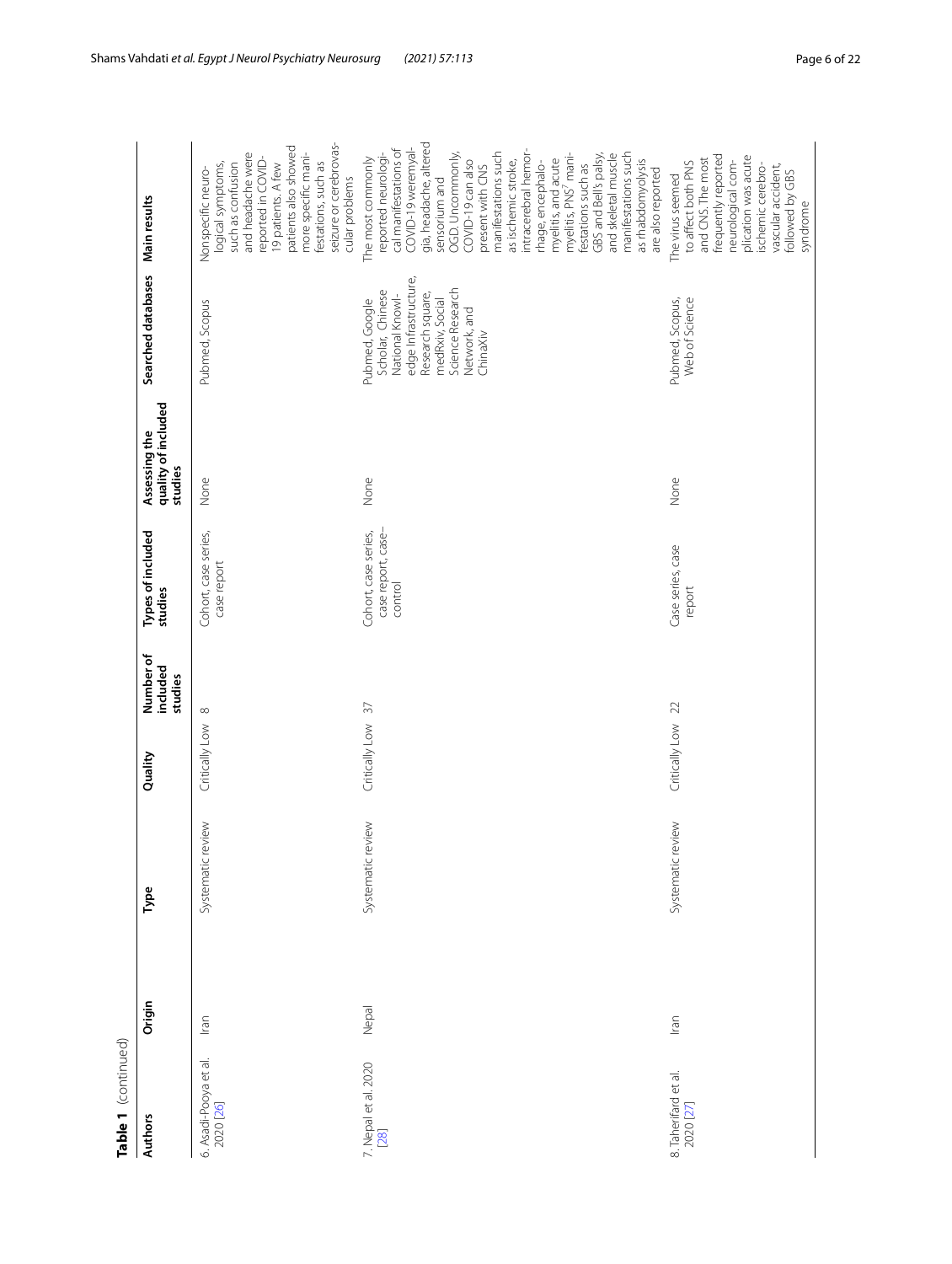**Table 1** (continued)

| Authors | Origin | Type | Quality | Number of included studies | Types of included studies | Assessing the quality of included studies | Searched databases | Main results |
|---|---|---|---|---|---|---|---|---|
| 6. Asadi-Pooya et al. 2020 [26] | Iran | Systematic review | Critically Low | 8 | Cohort, case series, case report | None | Pubmed, Scopus | Nonspecific neurological symptoms, such as confusion and headache were reported in COVID-19 patients. A few patients also showed more specific manifestations, such as seizure or cerebrovascular problems |
| 7. Nepal et al. 2020 [28] | Nepal | Systematic review | Critically Low | 37 | Cohort, case series, case report, case–control | None | Pubmed, Google Scholar, Chinese National Knowledge Infrastructure, Research square, medRxiv, Social Science Research Network, and ChinaXiv | The most commonly reported neurological manifestations of COVID-19 weremyalgia, headache, altered sensorium and OGD. Uncommonly, COVID-19 can also present with CNS manifestations such as ischemic stroke, intracerebral hemorrhage, encephalomyelitis, and acute myelitis, PNS? manifestations such as GBS and Bell's palsy, and skeletal muscle manifestations such as rhabdomyolysis are also reported |
| 8. Taherifard et al. 2020 [27] | Iran | Systematic review | Critically Low | 22 | Case series, case report | None | Pubmed, Scopus, Web of Science | The virus seemed to affect both PNS and CNS. The most frequently reported neurological complication was acute ischemic cerebrovascular accident, followed by GBS syndrome |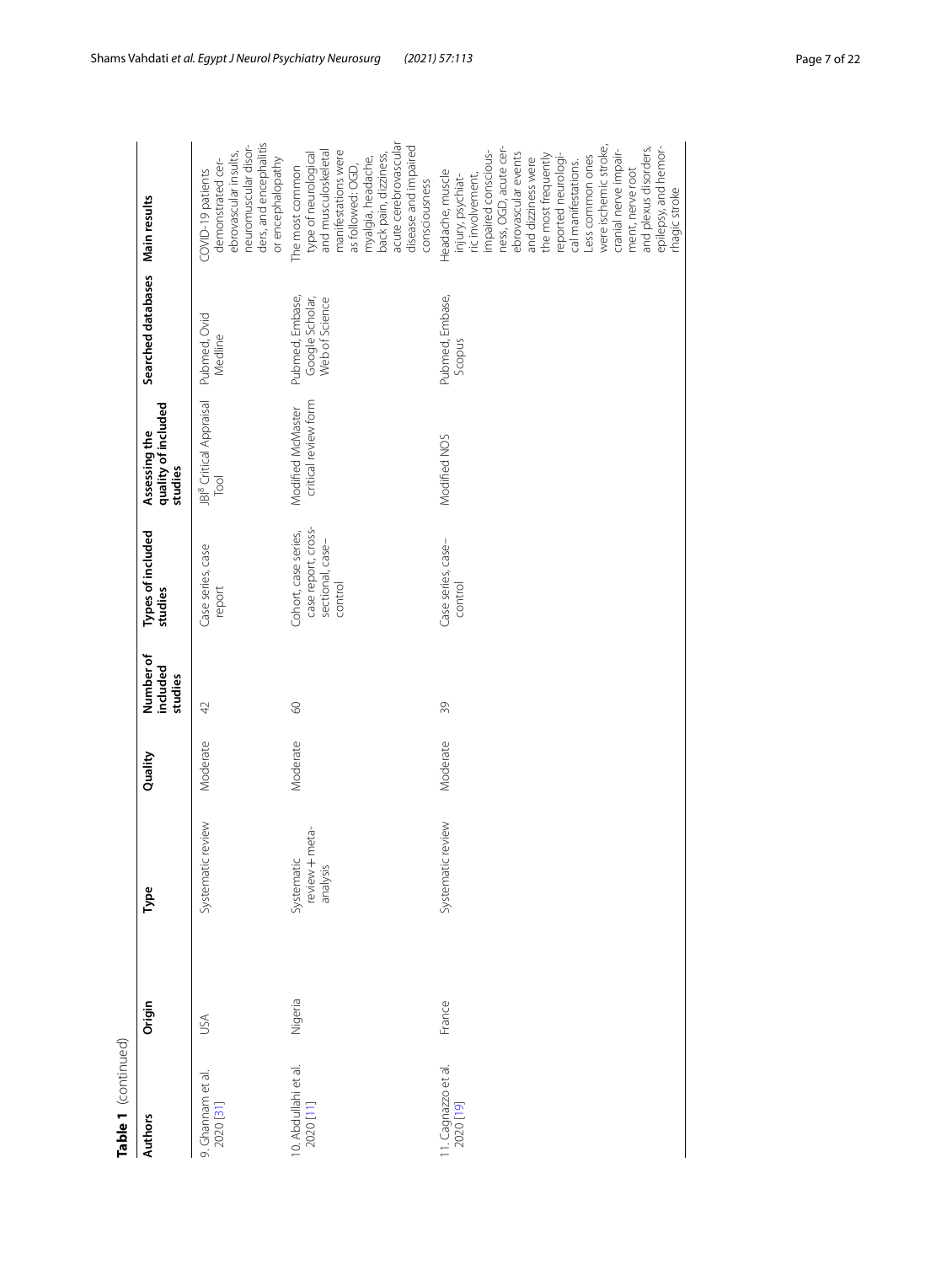**Table 1** (continued)

| Authors | Origin | Type | Quality | Number of included studies | Types of included studies | Assessing the quality of included studies | Searched databases | Main results |
|---|---|---|---|---|---|---|---|---|
| 9. Ghannam et al. 2020 [31] | USA | Systematic review | Moderate | 42 | Case series, case report | JBI[8] Critical Appraisal Tool | Pubmed, Ovid Medline | COVID-19 patients demonstrated cerebrovascular insults, neuromuscular disorders, and encephalitis or encephalopathy |
| 10. Abdullahi et al. 2020 [11] | Nigeria | Systematic review + meta-analysis | Moderate | 60 | Cohort, case series, case report, cross-sectional, case–control | Modified McMaster critical review form | Pubmed, Embase, Google Scholar, Web of Science | The most common type of neurological and musculoskeletal manifestations were as followed: OGD, myalgia, headache, back pain, dizziness, acute cerebrovascular disease and impaired consciousness |
| 11. Cagnazzo et al. 2020 [19] | France | Systematic review | Moderate | 39 | Case series, case–control | Modified NOS | Pubmed, Embase, Scopus | Headache, muscle injury, psychiatric involvement, impaired consciousness, OGD, acute cerebrovascular events and dizziness were the most frequently reported neurological manifestations. Less common ones were ischemic stroke, cranial nerve impairment, nerve root and plexus disorders, epilepsy, and hemorrhagic stroke |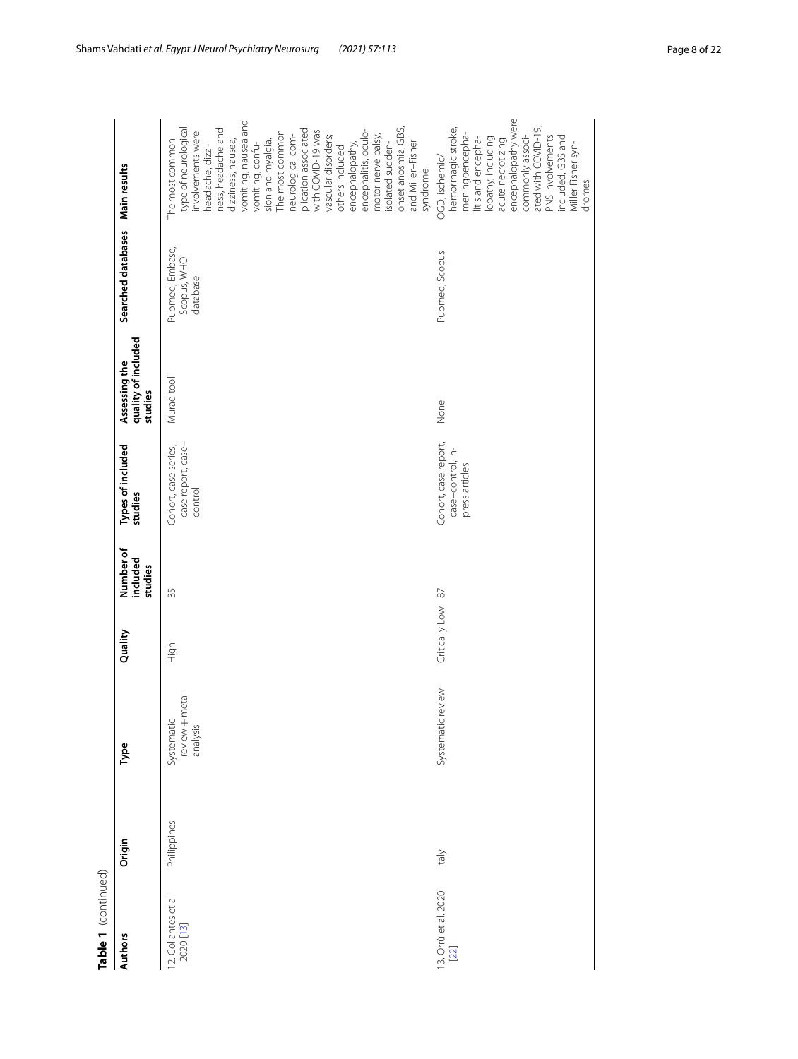**Table 1** (continued)

| Authors | Origin | Type | Quality | Number of included studies | Types of included studies | Assessing the quality of included studies | Searched databases | Main results |
|---|---|---|---|---|---|---|---|---|
| 12. Collantes et al. 2020 [13] | Philippines | Systematic review + meta-analysis | High | 35 | Cohort, case series, case report, case–control | Murad tool | Pubmed, Embase, Scopus, WHO database | The most common type of neurological involvements were headache, dizziness, headache and dizziness, nausea, vomiting, nausea and vomiting, confusion and myalgia. The most common neurological complication associated with COVID-19 was vascular disorders; others included encephalopathy, encephalitis, oculomotor nerve palsy, isolated sudden-onset anosmia, GBS, and Miller–Fisher syndrome |
| 13. Orrù et al. 2020 [22] | Italy | Systematic review | Critically Low | 87 | Cohort, case report, case–control, in-press articles | None | Pubmed, Scopus | OGD, ischemic/hemorrhagic stroke, meningoencephalitis and encephalopathy, including acute necrotizing encephalopathy were commonly associated with COVID-19; PNS involvements included GBS and Miller Fisher syndromes |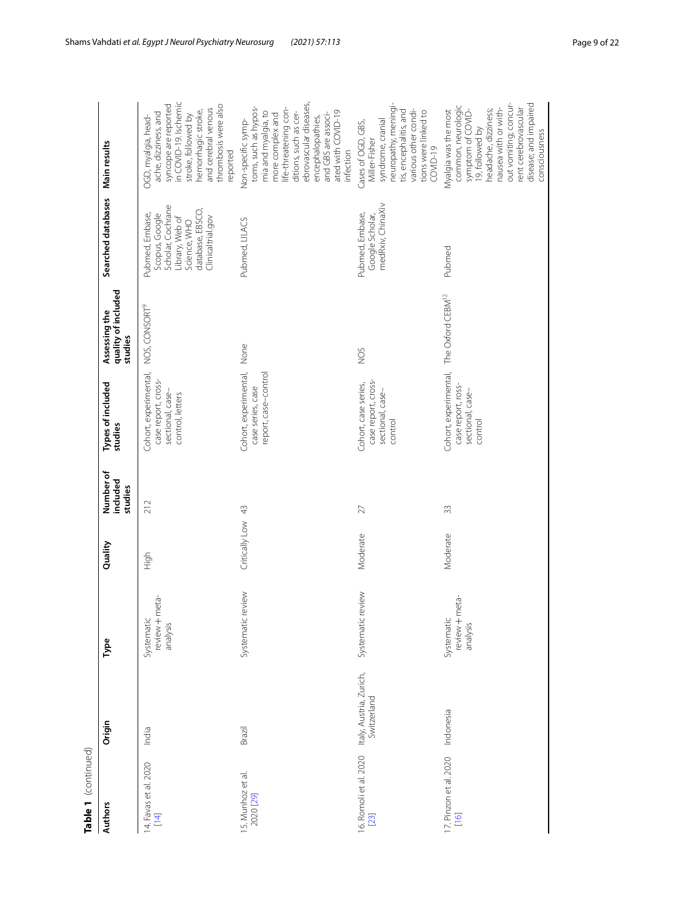**Table 1** (continued)

| Authors | Origin | Type | Quality | Number of included studies | Types of included studies | Assessing the quality of included studies | Searched databases | Main results |
|---|---|---|---|---|---|---|---|---|
| 14. Favas et al. 2020 [14] | India | Systematic review + meta-analysis | High | 212 | Cohort, experimental, case report, cross-sectional, case–control, letters | NOS, CONSORT[9] | Pubmed, Embase, Scopus, Google Scholar, Cochrane Library, Web of Science, WHO database, EBSCO, Clinicaltrial.gov | OGD, myalgia, headache, dizziness, and syncope are reported in COVID-19. Ischemic stroke, followed by hemorrhagic stroke, and cerebral venous thrombosis were also reported |
| 15. Munhoz et al. 2020 [29] | Brazil | Systematic review | Critically Low | 43 | Cohort, experimental, case series, case report, case–control | None | Pubmed, LILACS | Non-specific symptoms, such as hyposmia and myalgia, to more complex and life-threatening conditions, such as cerebrovascular diseases, encephalopathies, and GBS are associated with COVID-19 infection |
| 16. Romoli et al. 2020 [23] | Italy, Austria, Zurich, Switzerland | Systematic review | Moderate | 27 | Cohort, case series, case report, cross-sectional, case–control | NOS | Pubmed, Embase, Google Scholar, medRxiv, ChinaXiv | Cases of OGD, GBS, Miller-Fisher syndrome, cranial neuropathy, meningitis, encephalitis, and various other conditions were linked to COVID-19 |
| 17. Pinzon et al. 2020 [16] | Indonesia | Systematic review + meta-analysis | Moderate | 33 | Cohort, experimental, case report, ross-sectional, case–control | The Oxford CEBM[12] | Pubmed | Myalgia was the most common, neurologic symptom of COVID-19, followed by headache, dizziness; nausea with or without vomiting; concurrent cerebrovascular disease; and impaired consciousness |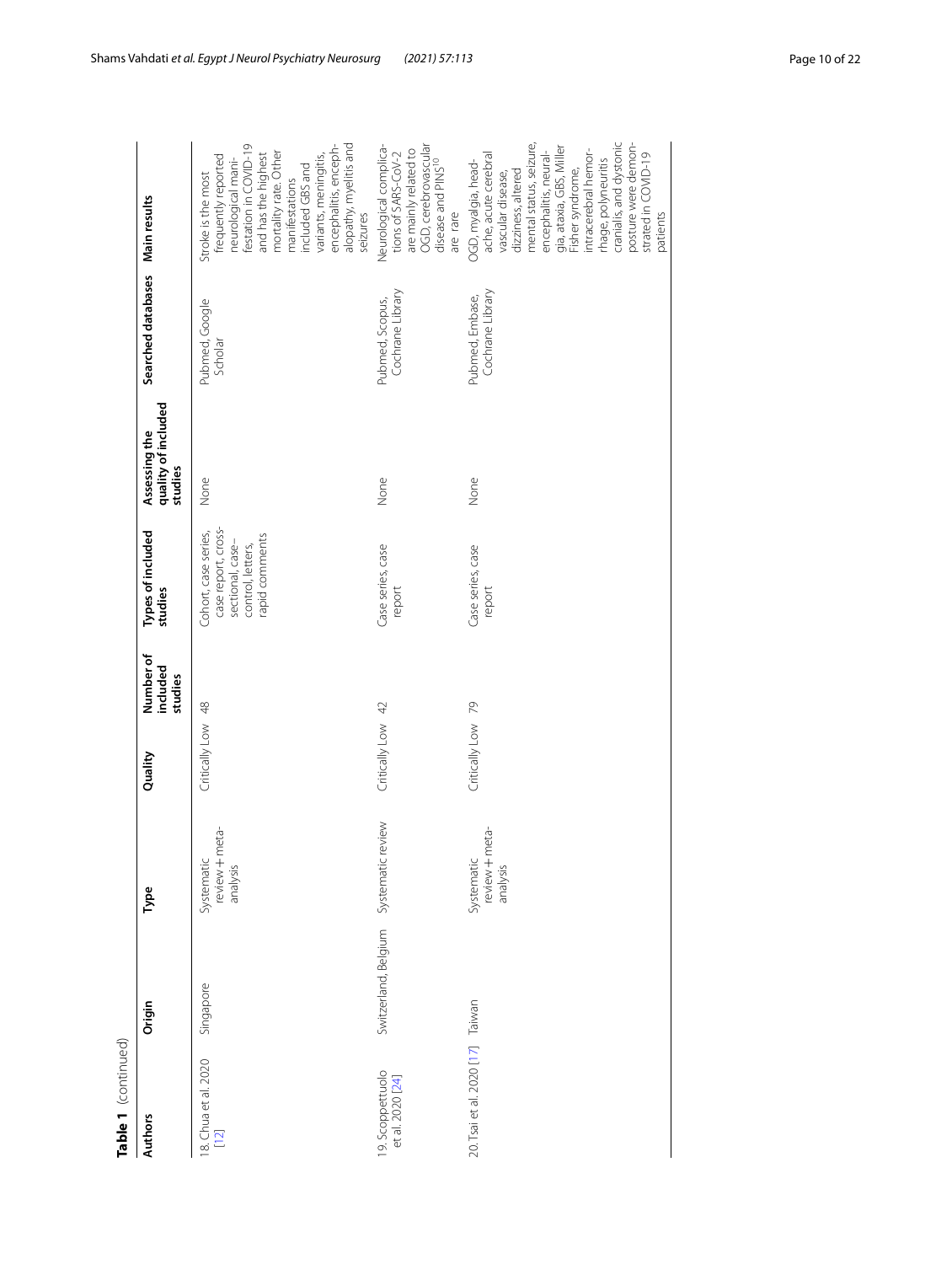**Table 1** (continued)

| Authors | Origin | Type | Quality | Number of included studies | Types of included studies | Assessing the quality of included studies | Searched databases | Main results |
|---|---|---|---|---|---|---|---|---|
| 18. Chua et al. 2020 [12] | Singapore | Systematic review + meta-analysis | Critically Low | 48 | Cohort, case series, case report, cross-sectional, case–control, letters, rapid comments | None | Pubmed, Google Scholar | Stroke is the most frequently reported neurological manifestation in COVID-19 and has the highest mortality rate. Other manifestations included GBS and variants, meningitis, encephalitis, encephalopathy, myelitis and seizures |
| 19. Scoppettuolo et al. 2020 [24] | Switzerland, Belgium | Systematic review | Critically Low | 42 | Case series, case report | None | Pubmed, Scopus, Cochrane Library | Neurological complications of SARS-CoV-2 are mainly related to OGD, cerebrovascular disease and PINS[10] are rare |
| 20. Tsai et al. 2020 [17] | Taiwan | Systematic review + meta-analysis | Critically Low | 79 | Case series, case report | None | Pubmed, Embase, Cochrane Library | OGD, myalgia, headache, acute cerebral vascular disease, dizziness, altered mental status, seizure, encephalitis, neuralgia, ataxia, GBS, Miller Fisher syndrome, intracerebral hemorrhage, polyneuritis cranialis, and dystonic posture were demonstrated in COVID-19 patients |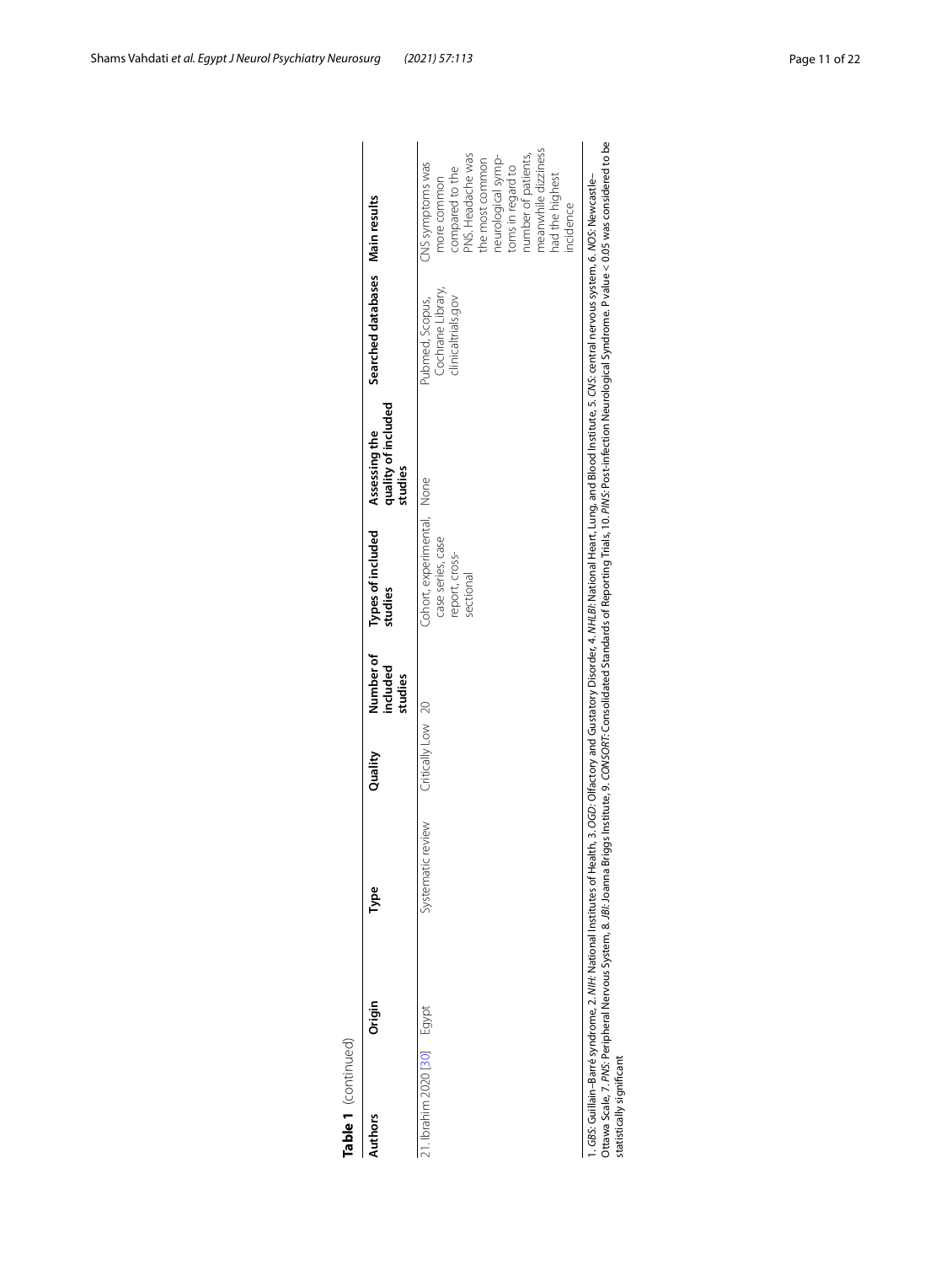**Table 1** (continued)

| Authors | Origin | Type | Quality | Number of included studies | Types of included studies | Assessing the quality of included studies | Searched databases | Main results |
|---|---|---|---|---|---|---|---|---|
| 21. Ibrahim 2020 [30] | Egypt | Systematic review | Critically Low | 20 | Cohort, experimental, case series, case report, cross-sectional | None | Pubmed, Scopus, Cochrane Library, clinicaltrials.gov | CNS symptoms was more common compared to the PNS. Headache was the most common neurological symptoms in regard to number of patients, meanwhile dizziness had the highest incidence |

1. *GBS*: Guillain–Barré syndrome, 2. *NIH*: National Institutes of Health, 3. *OGD*: Olfactory and Gustatory Disorder, 4. *NHLBI*: National Heart, Lung, and Blood Institute, 5. *CNS*: central nervous system, 6. *NOS*: Newcastle–Ottawa Scale, 7. *PNS*: Peripheral Nervous System, 8. *JBI*: Joanna Briggs Institute, 9. *CONSORT*: Consolidated Standards of Reporting Trials, 10. *PINS*: Post-infection Neurological Syndrome. P value < 0.05 was considered to be statistically significant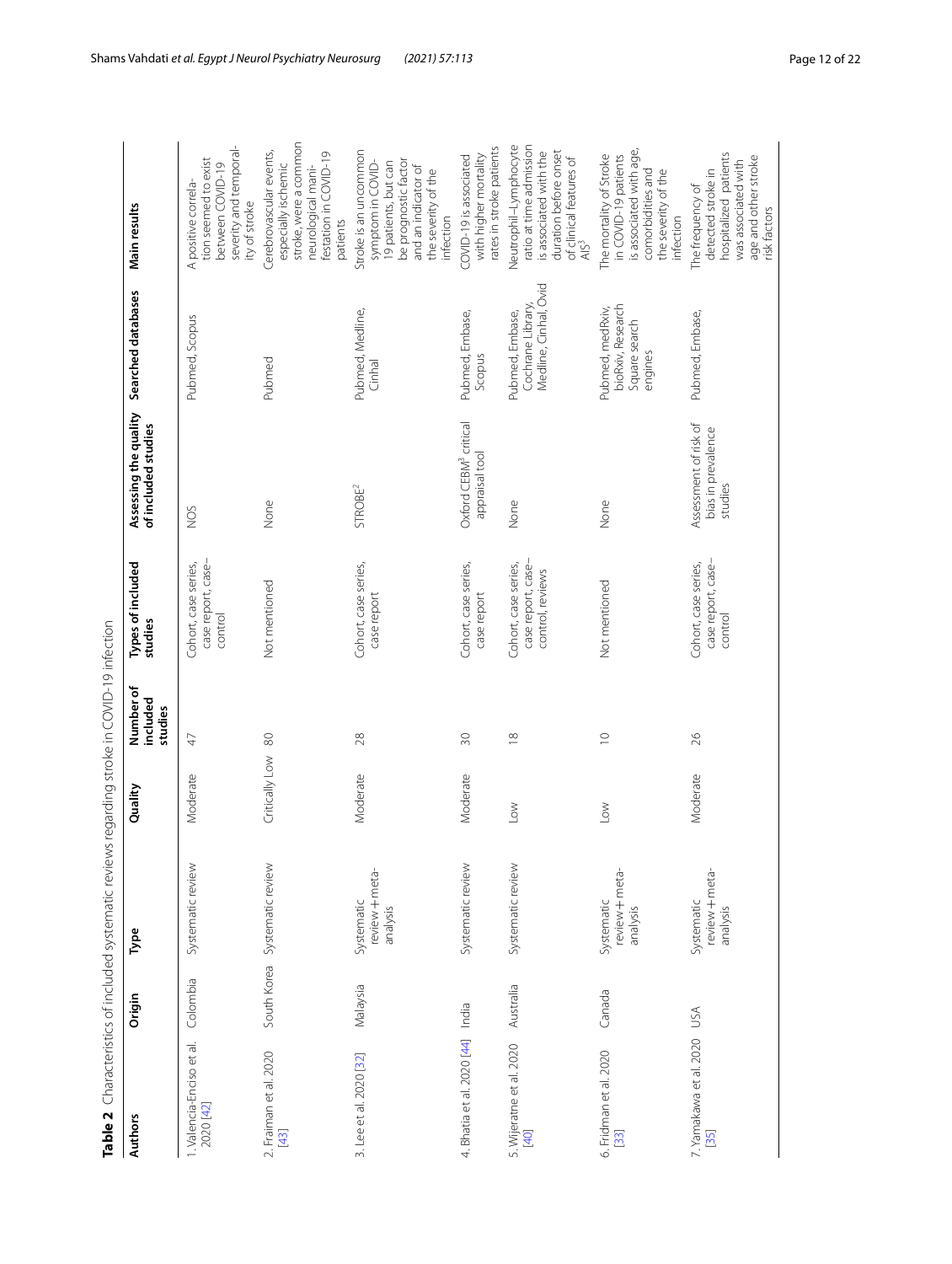**Table 2** Characteristics of included systematic reviews regarding stroke in COVID-19 infection

| Authors | Origin | Type | Quality | Number of included studies | Types of included studies | Assessing the quality of included studies | Searched databases | Main results |
|---|---|---|---|---|---|---|---|---|
| 1. Valencia-Enciso et al. 2020 [42] | Colombia | Systematic review | Moderate | 47 | Cohort, case series, case report, case–control | NOS | Pubmed, Scopus | A positive correlation seemed to exist between COVID-19 severity and temporality of stroke |
| 2. Fraiman et al. 2020 [43] | South Korea | Systematic review | Critically Low | 80 | Not mentioned | None | Pubmed | Cerebrovascular events, especially ischemic stroke, were a common neurological manifestation in COVID-19 patients |
| 3. Lee et al. 2020 [32] | Malaysia | Systematic review + meta-analysis | Moderate | 28 | Cohort, case series, case report | STROBE[2] | Pubmed, Medline, Cinhal | Stroke is an uncommon symptom in COVID-19 patients, but can be prognostic factor and an indicator of the severity of the infection |
| 4. Bhatia et al. 2020 [44] | India | Systematic review | Moderate | 30 | Cohort, case series, case report | Oxford CEBM[3] critical appraisal tool | Pubmed, Embase, Scopus | COVID-19 is associated with higher mortality rates in stroke patients |
| 5. Wijeratne et al. 2020 [40] | Australia | Systematic review | Low | 18 | Cohort, case series, case report, case–control, reviews | None | Pubmed, Embase, Cochrane Library, Medline, Cinhal, Ovid | Neutrophil–Lymphocyte ratio at time admission is associated with the duration before onset of clinical features of AIS[3] |
| 6. Fridman et al. 2020 [33] | Canada | Systematic review + meta-analysis | Low | 10 | Not mentioned | None | Pubmed, medRxiv, bioRxiv, Research Square search engines | The mortality of Stroke in COVID-19 patients is associated with age, comorbidities and the severity of the infection |
| 7. Yamakawa et al. 2020 [35] | USA | Systematic review + meta-analysis | Moderate | 26 | Cohort, case series, case report, case–control | Assessment of risk of bias in prevalence studies | Pubmed, Embase, | The frequency of detected stroke in hospitalized patients was associated with age and other stroke risk factors |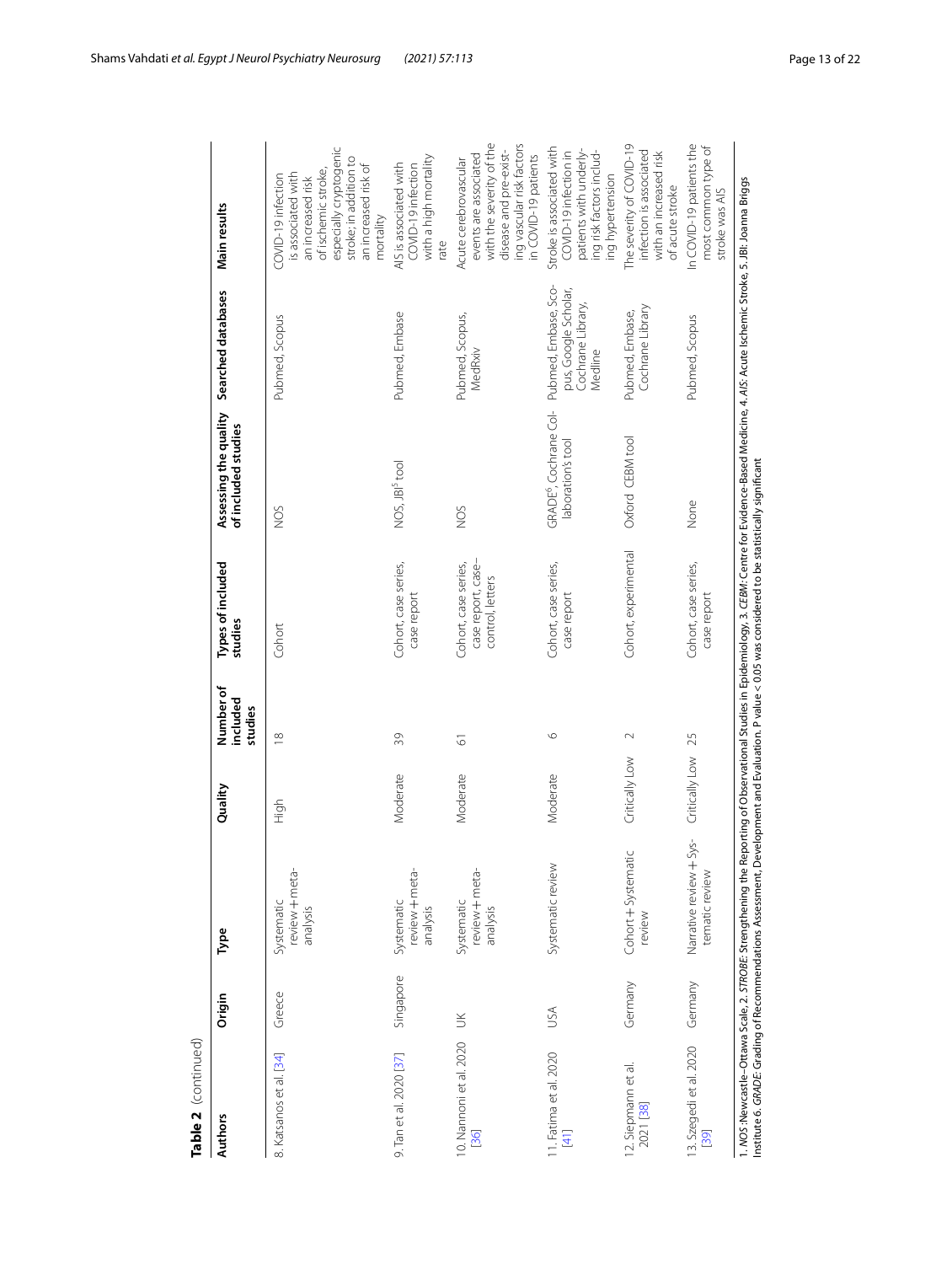**Table 2** (continued)

| Authors | Origin | Type | Quality | Number of included studies | Types of included studies | Assessing the quality of included studies | Searched databases | Main results |
|---|---|---|---|---|---|---|---|---|
| 8. Katsanos et al. [34] | Greece | Systematic review + meta-analysis | High | 18 | Cohort | NOS | Pubmed, Scopus | COVID-19 infection is associated with an increased risk of ischemic stroke, especially cryptogenic stroke; in addition to an increased risk of mortality |
| 9. Tan et al. 2020 [37] | Singapore | Systematic review + meta-analysis | Moderate | 39 | Cohort, case series, case report | NOS, JBI[5] tool | Pubmed, Embase | AIS is associated with COVID-19 infection with a high mortality rate |
| 10. Nannoni et al. 2020 [36] | UK | Systematic review + meta-analysis | Moderate | 61 | Cohort, case series, case report, case–control, letters | NOS | Pubmed, Scopus, MedRxiv | Acute cerebrovascular events are associated with the severity of the disease and pre-existing vascular risk factors in COVID-19 patients |
| 11. Fatima et al. 2020 [41] | USA | Systematic review | Moderate | 6 | Cohort, case series, case report | GRADE[6], Cochrane Collaboration's tool | Pubmed, Embase, Scopus, Google Scholar, Cochrane Library, Medline | Stroke is associated with COVID-19 infection in patients with underlying risk factors including hypertension |
| 12. Siepmann et al. 2021 [38] | Germany | Cohort + Systematic review | Critically Low | 2 | Cohort, experimental | Oxford CEBM tool | Pubmed, Embase, Cochrane Library | The severity of COVID-19 infection is associated with an increased risk of acute stroke |
| 13. Szegedi et al. 2020 [39] | Germany | Narrative review + Systematic review | Critically Low | 25 | Cohort, case series, case report | None | Pubmed, Scopus | In COVID-19 patients the most common type of stroke was AIS |

1. *NOS*: Newcastle–Ottawa Scale, 2. *STROBE*: Strengthening the Reporting of Observational Studies in Epidemiology, 3. *CEBM*: Centre for Evidence-Based Medicine, 4. *AIS*: Acute Ischemic Stroke, 5. JBI: Joanna Briggs Institute 6. *GRADE*: Grading of Recommendations Assessment, Development and Evaluation. P value < 0.05 was considered to be statistically significant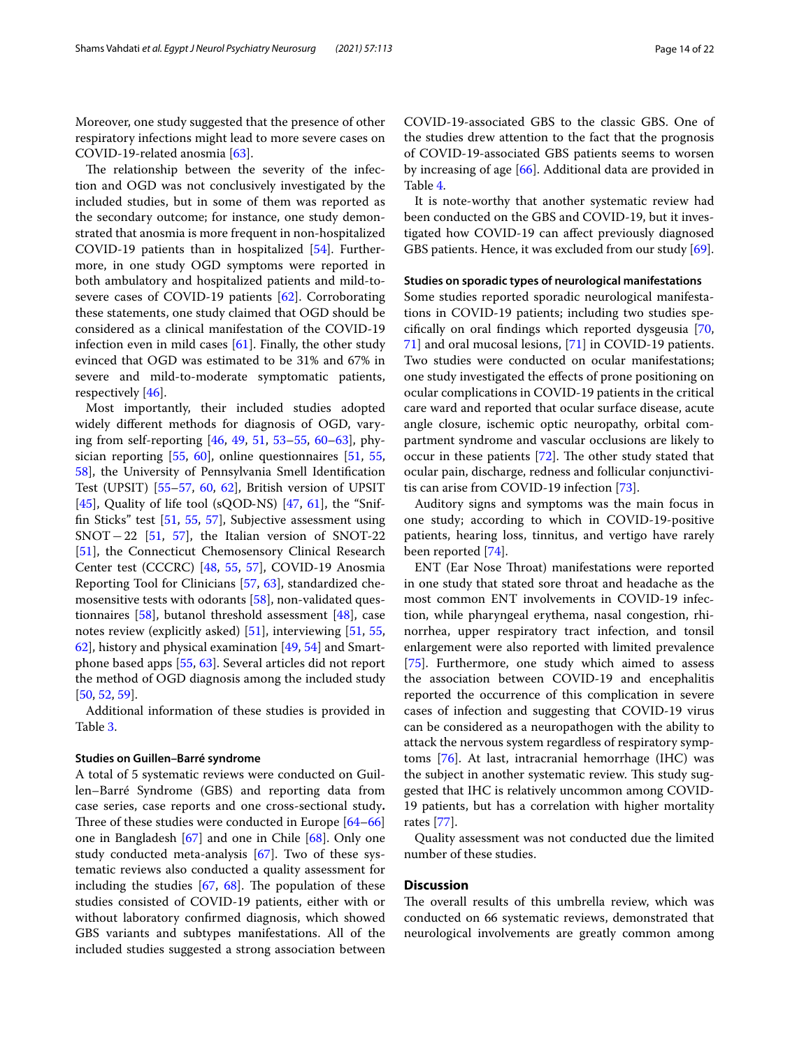Moreover, one study suggested that the presence of other respiratory infections might lead to more severe cases on COVID-19-related anosmia [63].

The relationship between the severity of the infection and OGD was not conclusively investigated by the included studies, but in some of them was reported as the secondary outcome; for instance, one study demonstrated that anosmia is more frequent in non-hospitalized COVID-19 patients than in hospitalized [54]. Furthermore, in one study OGD symptoms were reported in both ambulatory and hospitalized patients and mild-to-severe cases of COVID-19 patients [62]. Corroborating these statements, one study claimed that OGD should be considered as a clinical manifestation of the COVID-19 infection even in mild cases [61]. Finally, the other study evinced that OGD was estimated to be 31% and 67% in severe and mild-to-moderate symptomatic patients, respectively [46].

Most importantly, their included studies adopted widely different methods for diagnosis of OGD, varying from self-reporting [46, 49, 51, 53–55, 60–63], physician reporting [55, 60], online questionnaires [51, 55, 58], the University of Pennsylvania Smell Identification Test (UPSIT) [55–57, 60, 62], British version of UPSIT [45], Quality of life tool (sQOD-NS) [47, 61], the "Sniffin Sticks" test [51, 55, 57], Subjective assessment using SNOT − 22 [51, 57], the Italian version of SNOT-22 [51], the Connecticut Chemosensory Clinical Research Center test (CCCRC) [48, 55, 57], COVID-19 Anosmia Reporting Tool for Clinicians [57, 63], standardized chemosensitive tests with odorants [58], non-validated questionnaires [58], butanol threshold assessment [48], case notes review (explicitly asked) [51], interviewing [51, 55, 62], history and physical examination [49, 54] and Smartphone based apps [55, 63]. Several articles did not report the method of OGD diagnosis among the included study [50, 52, 59].

Additional information of these studies is provided in Table 3.

#### Studies on Guillen–Barré syndrome

A total of 5 systematic reviews were conducted on Guillen–Barré Syndrome (GBS) and reporting data from case series, case reports and one cross-sectional study**.** Three of these studies were conducted in Europe [64–66] one in Bangladesh [67] and one in Chile [68]. Only one study conducted meta-analysis [67]. Two of these systematic reviews also conducted a quality assessment for including the studies [67, 68]. The population of these studies consisted of COVID-19 patients, either with or without laboratory confirmed diagnosis, which showed GBS variants and subtypes manifestations. All of the included studies suggested a strong association between COVID-19-associated GBS to the classic GBS. One of the studies drew attention to the fact that the prognosis of COVID-19-associated GBS patients seems to worsen by increasing of age [66]. Additional data are provided in Table 4.

It is note-worthy that another systematic review had been conducted on the GBS and COVID-19, but it investigated how COVID-19 can affect previously diagnosed GBS patients. Hence, it was excluded from our study [69].

#### Studies on sporadic types of neurological manifestations

Some studies reported sporadic neurological manifestations in COVID-19 patients; including two studies specifically on oral findings which reported dysgeusia [70, 71] and oral mucosal lesions, [71] in COVID-19 patients. Two studies were conducted on ocular manifestations; one study investigated the effects of prone positioning on ocular complications in COVID-19 patients in the critical care ward and reported that ocular surface disease, acute angle closure, ischemic optic neuropathy, orbital compartment syndrome and vascular occlusions are likely to occur in these patients [72]. The other study stated that ocular pain, discharge, redness and follicular conjunctivitis can arise from COVID-19 infection [73].

Auditory signs and symptoms was the main focus in one study; according to which in COVID-19-positive patients, hearing loss, tinnitus, and vertigo have rarely been reported [74].

ENT (Ear Nose Throat) manifestations were reported in one study that stated sore throat and headache as the most common ENT involvements in COVID-19 infection, while pharyngeal erythema, nasal congestion, rhinorrhea, upper respiratory tract infection, and tonsil enlargement were also reported with limited prevalence [75]. Furthermore, one study which aimed to assess the association between COVID-19 and encephalitis reported the occurrence of this complication in severe cases of infection and suggesting that COVID-19 virus can be considered as a neuropathogen with the ability to attack the nervous system regardless of respiratory symptoms [76]. At last, intracranial hemorrhage (IHC) was the subject in another systematic review. This study suggested that IHC is relatively uncommon among COVID-19 patients, but has a correlation with higher mortality rates [77].

Quality assessment was not conducted due the limited number of these studies.

## Discussion

The overall results of this umbrella review, which was conducted on 66 systematic reviews, demonstrated that neurological involvements are greatly common among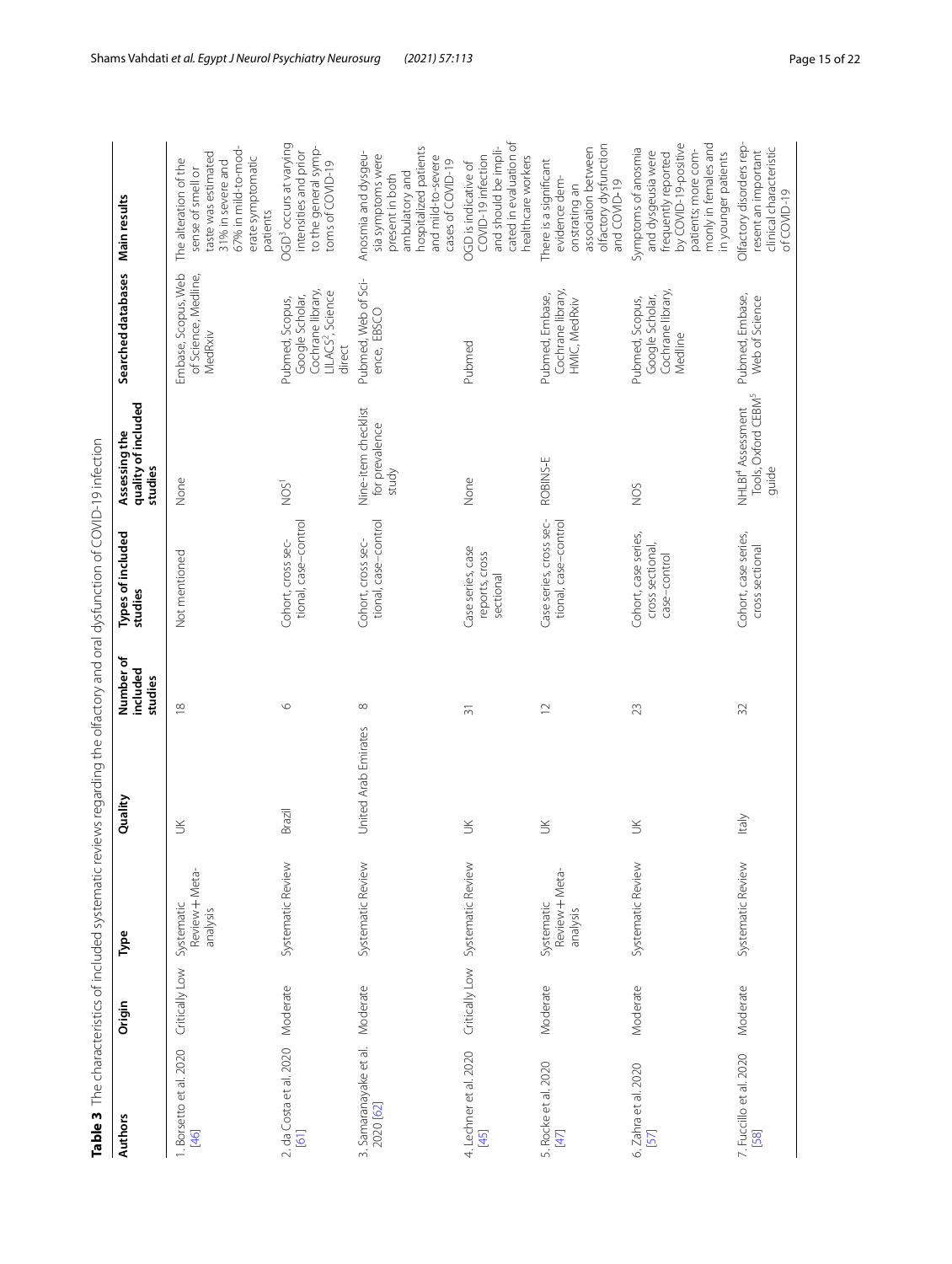**Table 3** The characteristics of included systematic reviews regarding the olfactory and oral dysfunction of COVID-19 infection

| Authors | Origin | Type | Quality | Number of included studies | Types of included studies | Assessing the quality of included studies | Searched databases | Main results |
|---|---|---|---|---|---|---|---|---|
| 1. Borsetto et al. 2020 [46] | Critically Low | Systematic Review + Meta-analysis | UK | 18 | Not mentioned | None | Embase, Scopus, Web of Science, Medline, MedRxiv | The alteration of the sense of smell or taste was estimated 31% in severe and 67% in mild-to-moderate symptomatic patients |
| 2. da Costa et al. 2020 [61] | Moderate | Systematic Review | Brazil | 6 | Cohort, cross sectional, case–control | NOS[1] | Pubmed, Scopus, Google Scholar, Cochrane library, LILACS[2], Science direct | OGD[3] occurs at varying intensities and prior to the general symptoms of COVID-19 |
| 3. Samaranayake et al. 2020 [62] | Moderate | Systematic Review | United Arab Emirates | 8 | Cohort, cross sectional, case–control | Nine-item checklist for prevalence study | Pubmed, Web of Science, EBSCO | Anosmia and dysgeusia symptoms were present in both ambulatory and hospitalized patients and mild-to-severe cases of COVID-19 |
| 4. Lechner et al. 2020 [45] | Critically Low | Systematic Review | UK | 31 | Case series, case reports, cross sectional | None | Pubmed | OGD is indicative of COVID-19 infection and should be implicated in evaluation of healthcare workers |
| 5. Rocke et al. 2020 [47] | Moderate | Systematic Review + Meta-analysis | UK | 12 | Case series, cross sectional, case–control | ROBINS-E | Pubmed, Embase, Cochrane library, HMIC, MedRxiv | There is a significant evidence demonstrating an association between olfactory dysfunction and COVID-19 |
| 6. Zahra et al. 2020 [57] | Moderate | Systematic Review | UK | 23 | Cohort, case series, cross sectional, case–control | NOS | Pubmed, Scopus, Google Scholar, Cochrane library, Medline | Symptoms of anosmia and dysgeusia were frequently reported by COVID-19-positive patients; more commonly in females and in younger patients |
| 7. Fuccillo et al. 2020 [58] | Moderate | Systematic Review | Italy | 32 | Cohort, case series, cross sectional | NHLBI[4] Assessment Tools, Oxford CEBM[5] guide | Pubmed, Embase, Web of Science | Olfactory disorders represent an important clinical characteristic of COVID-19 |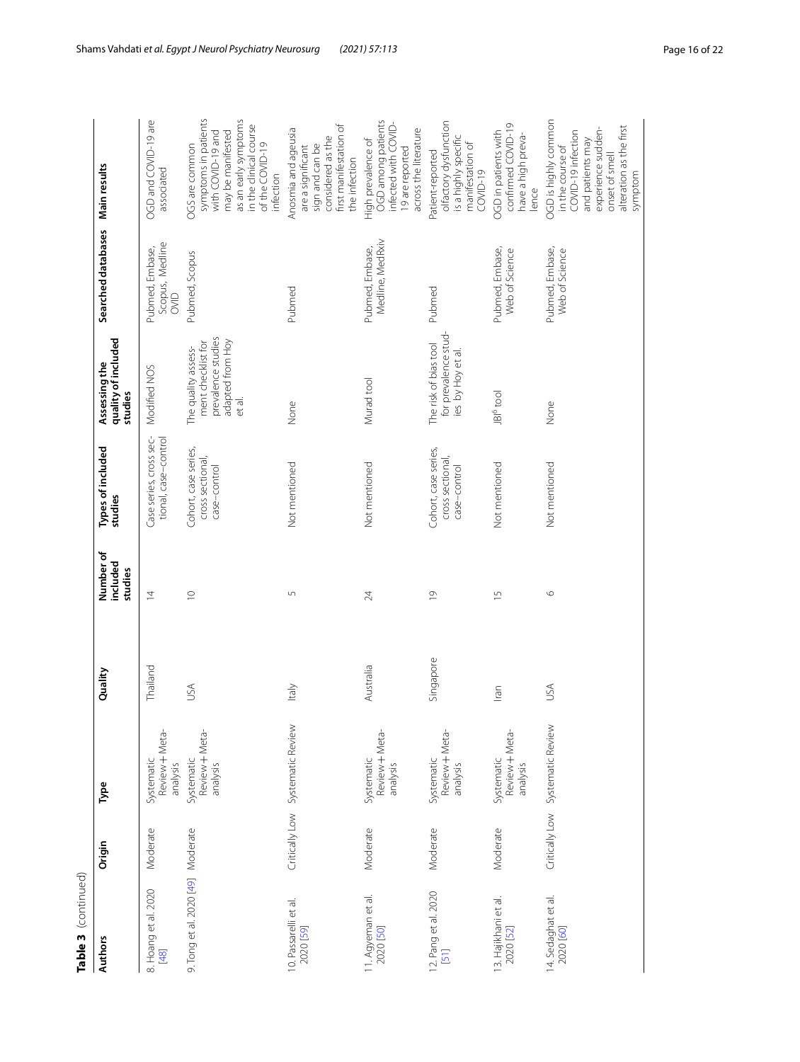**Table 3** (continued)

| Authors | Origin | Type | Quality | Number of included studies | Types of included studies | Assessing the quality of included studies | Searched databases | Main results |
|---|---|---|---|---|---|---|---|---|
| 8. Hoang et al. 2020 [48] | Moderate | Systematic Review + Meta-analysis | Thailand | 14 | Case series, cross sectional, case–control | Modified NOS | Pubmed, Embase, Scopus, Medline OVID | OGD and COVID-19 are associated |
| 9. Tong et al. 2020 [49] | Moderate | Systematic Review + Meta-analysis | USA | 10 | Cohort, case series, cross sectional, case–control | The quality assessment checklist for prevalence studies adapted from Hoy et al. | Pubmed, Scopus | OGS are common symptoms in patients with COVID-19 and may be manifested as an early symptoms in the clinical course of the COVID-19 infection |
| 10. Passarelli et al. 2020 [59] | Critically Low | Systematic Review | Italy | 5 | Not mentioned | None | Pubmed | Anosmia and ageusia are a significant sign and can be considered as the first manifestation of the infection |
| 11. Agyeman et al. 2020 [50] | Moderate | Systematic Review + Meta-analysis | Australia | 24 | Not mentioned | Murad tool | Pubmed, Embase, Medline, MedRxiv | High prevalence of OGD among patients infected with COVID-19 are reported across the literature |
| 12. Pang et al. 2020 [51] | Moderate | Systematic Review + Meta-analysis | Singapore | 19 | Cohort, case series, cross sectional, case–control | The risk of bias tool for prevalence studies by Hoy et al. | Pubmed | Patient-reported olfactory dysfunction is a highly specific manifestation of COVID-19 |
| 13. Hajikhani et al. 2020 [52] | Moderate | Systematic Review + Meta-analysis | Iran | 15 | Not mentioned | JBI[6] tool | Pubmed, Embase, Web of Science | OGD in patients with confirmed COVID-19 have a high prevalence |
| 14. Sedaghat et al. 2020 [60] | Critically Low | Systematic Review | USA | 6 | Not mentioned | None | Pubmed, Embase, Web of Science | OGD is highly common in the course of COVID-19 infection and patients may experience sudden-onset of smell alteration as the first symptom |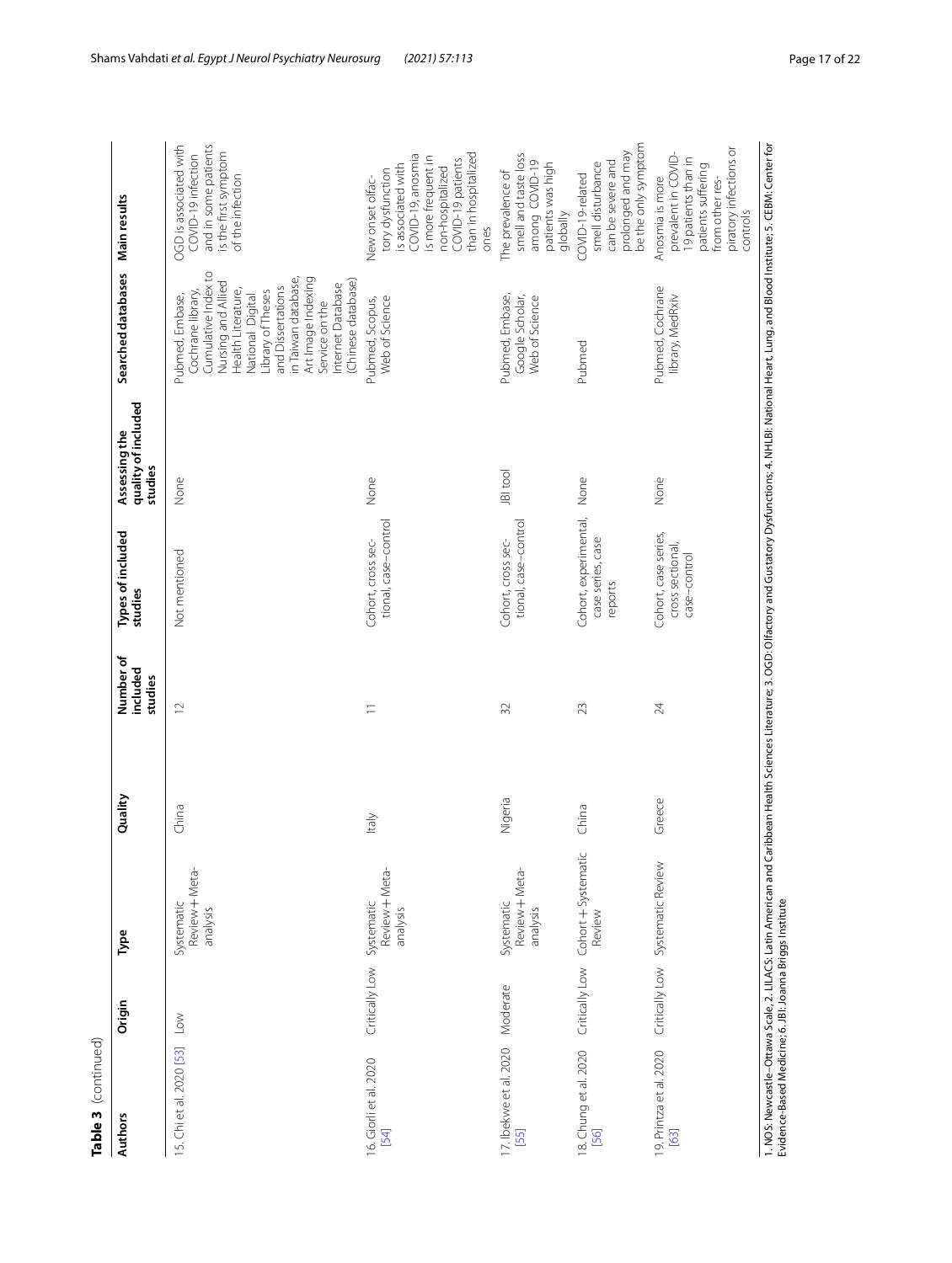**Table 3** (continued)

| Authors | Origin | Type | Quality | Number of included studies | Types of included studies | Assessing the quality of included studies | Searched databases | Main results |
|---|---|---|---|---|---|---|---|---|
| 15. Chi et al. 2020 [53] | Low | Systematic Review + Meta-analysis | China | 12 | Not mentioned | None | Pubmed, Embase, Cochrane library, Cumulative Index to Nursing and Allied Health Literature, National Digital Library of Theses and Dissertations in Taiwan database, Art Image Indexing Service on the Internet Database (Chinese database) | OGD is associated with COVID-19 infection and in some patients is the first symptom of the infection |
| 16. Giorli et al. 2020 [54] | Critically Low | Systematic Review + Meta-analysis | Italy | 11 | Cohort, cross sectional, case–control | None | Pubmed, Scopus, Web of Science | New onset olfactory dysfunction is associated with COVID-19, anosmia is more frequent in non-hospitalized COVID-19 patients than in hospitalized ones |
| 17. Ibekwe et al. 2020 [55] | Moderate | Systematic Review + Meta-analysis | Nigeria | 32 | Cohort, cross sectional, case–control | JBI tool | Pubmed, Embase, Google Scholar, Web of Science | The prevalence of smell and taste loss among COVID-19 patients was high globally |
| 18. Chung et al. 2020 [56] | Critically Low | Cohort + Systematic Review | China | 23 | Cohort, experimental, case series, case reports | None | Pubmed | COVID-19-related smell disturbance can be severe and prolonged and may be the only symptom |
| 19. Printza et al. 2020 [63] | Critically Low | Systematic Review | Greece | 24 | Cohort, case series, cross sectional, case–control | None | Pubmed, Cochrane library, MedRxiv | Anosmia is more prevalent in COVID-19 patients than in patients suffering from other respiratory infections or controls |

1. NOS: Newcastle–Ottawa Scale, 2. LILACS: Latin American and Caribbean Health Sciences Literature; 3. OGD: Olfactory and Gustatory Dysfunctions; 4. NHLBI: National Heart, Lung, and Blood Institute; 5. CEBM: Center for Evidence-Based Medicine; 6. JBI: Joanna Briggs Institute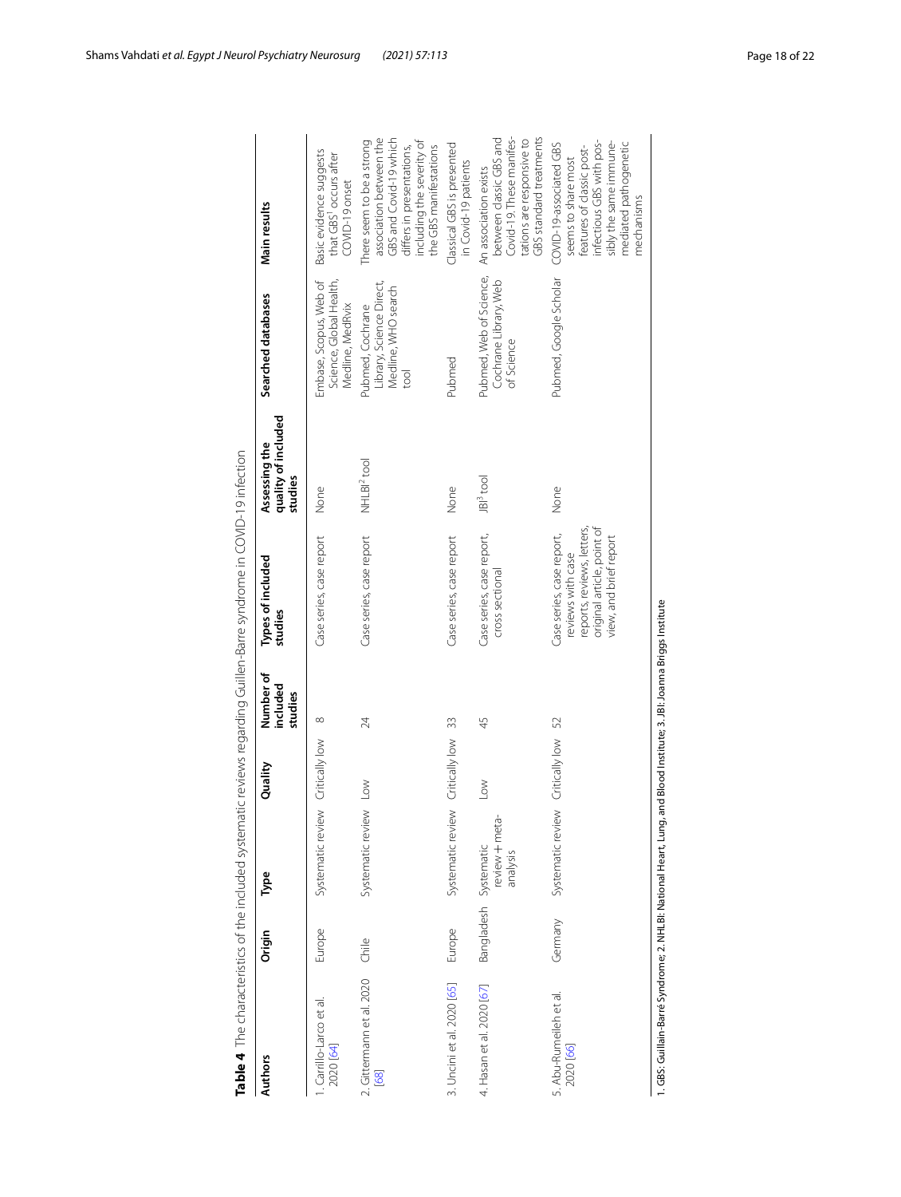**Table 4** The characteristics of the included systematic reviews regarding Guillen-Barre syndrome in COVID-19 infection

| Authors | Origin | Type | Quality | Number of included studies | Types of included studies | Assessing the quality of included studies | Searched databases | Main results |
|---|---|---|---|---|---|---|---|---|
| 1. Carrillo-Larco et al. 2020 [64] | Europe | Systematic review | Critically low | 8 | Case series, case report | None | Embase, Scopus, Web of Science, Global Health, Medline, MedRvix | Basic evidence suggests that GBS[1] occurs after COVID-19 onset |
| 2. Gittermann et al. 2020 [68] | Chile | Systematic review | Low | 24 | Case series, case report | NHLBI[2] tool | Pubmed, Cochrane Library, Science Direct, Medline, WHO search tool | There seem to be a strong association between the GBS and Covid-19 which differs in presentations, including the severity of the GBS manifestations |
| 3. Uncini et al. 2020 [65] | Europe | Systematic review | Critically low | 33 | Case series, case report | None | Pubmed | Classical GBS is presented in Covid-19 patients |
| 4. Hasan et al. 2020 [67] | Bangladesh | Systematic review + meta-analysis | Low | 45 | Case series, case report, cross sectional | JBI[3] tool | Pubmed, Web of Science, Cochrane Library, Web of Science | An association exists between classic GBS and Covid-19. These manifestations are responsive to GBS standard treatments |
| 5. Abu-Rumeileh et al. 2020 [66] | Germany | Systematic review | Critically low | 52 | Case series, case report, reviews with case reports, reviews, letters, original article, point of view, and brief report | None | Pubmed, Google Scholar | COVID-19-associated GBS seems to share most features of classic post-infectious GBS with possibly the same immune-mediated pathogenetic mechanisms |

1. GBS: Guillain-Barré Syndrome; 2. NHLBI: National Heart, Lung, and Blood Institute; 3. JBI: Joanna Briggs Institute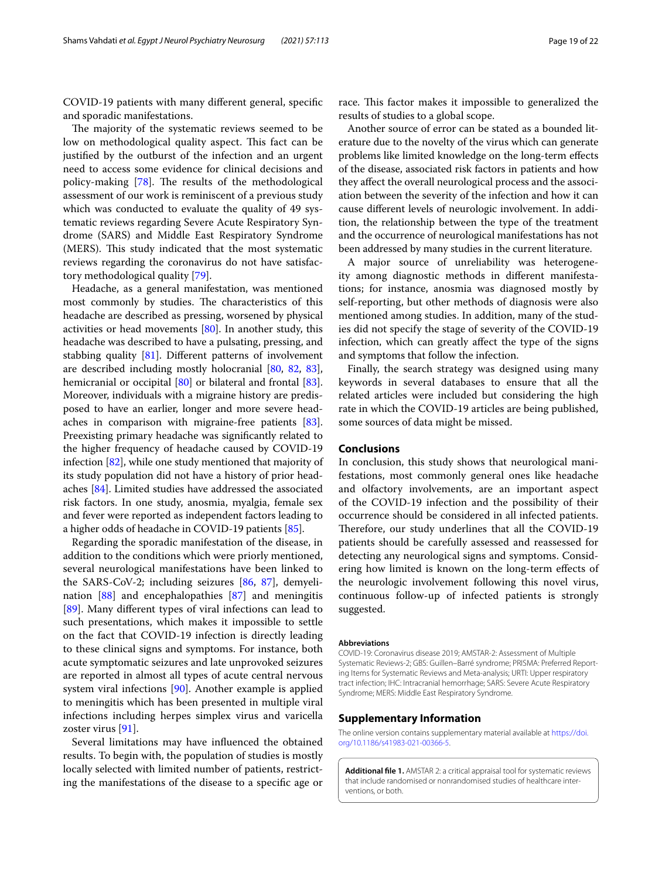COVID-19 patients with many different general, specific and sporadic manifestations.

The majority of the systematic reviews seemed to be low on methodological quality aspect. This fact can be justified by the outburst of the infection and an urgent need to access some evidence for clinical decisions and policy-making [78]. The results of the methodological assessment of our work is reminiscent of a previous study which was conducted to evaluate the quality of 49 systematic reviews regarding Severe Acute Respiratory Syndrome (SARS) and Middle East Respiratory Syndrome (MERS). This study indicated that the most systematic reviews regarding the coronavirus do not have satisfactory methodological quality [79].

Headache, as a general manifestation, was mentioned most commonly by studies. The characteristics of this headache are described as pressing, worsened by physical activities or head movements [80]. In another study, this headache was described to have a pulsating, pressing, and stabbing quality [81]. Different patterns of involvement are described including mostly holocranial [80, 82, 83], hemicranial or occipital [80] or bilateral and frontal [83]. Moreover, individuals with a migraine history are predisposed to have an earlier, longer and more severe headaches in comparison with migraine-free patients [83]. Preexisting primary headache was significantly related to the higher frequency of headache caused by COVID-19 infection [82], while one study mentioned that majority of its study population did not have a history of prior headaches [84]. Limited studies have addressed the associated risk factors. In one study, anosmia, myalgia, female sex and fever were reported as independent factors leading to a higher odds of headache in COVID-19 patients [85].

Regarding the sporadic manifestation of the disease, in addition to the conditions which were priorly mentioned, several neurological manifestations have been linked to the SARS-CoV-2; including seizures [86, 87], demyelination [88] and encephalopathies [87] and meningitis [89]. Many different types of viral infections can lead to such presentations, which makes it impossible to settle on the fact that COVID-19 infection is directly leading to these clinical signs and symptoms. For instance, both acute symptomatic seizures and late unprovoked seizures are reported in almost all types of acute central nervous system viral infections [90]. Another example is applied to meningitis which has been presented in multiple viral infections including herpes simplex virus and varicella zoster virus [91].

Several limitations may have influenced the obtained results. To begin with, the population of studies is mostly locally selected with limited number of patients, restricting the manifestations of the disease to a specific age or race. This factor makes it impossible to generalized the results of studies to a global scope.

Another source of error can be stated as a bounded literature due to the novelty of the virus which can generate problems like limited knowledge on the long-term effects of the disease, associated risk factors in patients and how they affect the overall neurological process and the association between the severity of the infection and how it can cause different levels of neurologic involvement. In addition, the relationship between the type of the treatment and the occurrence of neurological manifestations has not been addressed by many studies in the current literature.

A major source of unreliability was heterogeneity among diagnostic methods in different manifestations; for instance, anosmia was diagnosed mostly by self-reporting, but other methods of diagnosis were also mentioned among studies. In addition, many of the studies did not specify the stage of severity of the COVID-19 infection, which can greatly affect the type of the signs and symptoms that follow the infection.

Finally, the search strategy was designed using many keywords in several databases to ensure that all the related articles were included but considering the high rate in which the COVID-19 articles are being published, some sources of data might be missed.

## Conclusions

In conclusion, this study shows that neurological manifestations, most commonly general ones like headache and olfactory involvements, are an important aspect of the COVID-19 infection and the possibility of their occurrence should be considered in all infected patients. Therefore, our study underlines that all the COVID-19 patients should be carefully assessed and reassessed for detecting any neurological signs and symptoms. Considering how limited is known on the long-term effects of the neurologic involvement following this novel virus, continuous follow-up of infected patients is strongly suggested.

#### Abbreviations

COVID-19: Coronavirus disease 2019; AMSTAR-2: Assessment of Multiple Systematic Reviews-2; GBS: Guillen–Barré syndrome; PRISMA: Preferred Reporting Items for Systematic Reviews and Meta-analysis; URTI: Upper respiratory tract infection; IHC: Intracranial hemorrhage; SARS: Severe Acute Respiratory Syndrome; MERS: Middle East Respiratory Syndrome.

## Supplementary Information

The online version contains supplementary material available at https://doi.org/10.1186/s41983-021-00366-5.

**Additional file 1.** AMSTAR 2: a critical appraisal tool for systematic reviews that include randomised or nonrandomised studies of healthcare interventions, or both.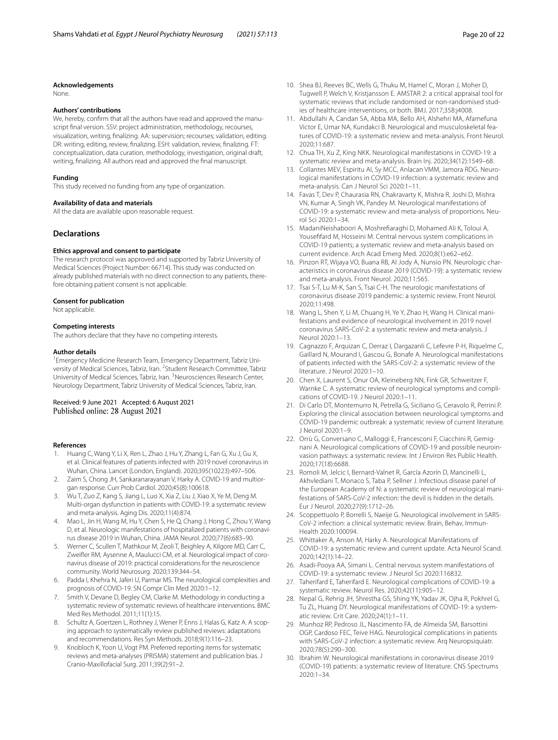#### Acknowledgements
None.

#### Authors' contributions
We, hereby, confirm that all the authors have read and approved the manuscript final version. SSV: project administration, methodology, recourses, visualization, writing, finalizing. AA: supervision; recourses; validation, editing. DR: writing, editing, review, finalizing. ESH: validation, review, finalizing. FT: conceptualization, data curation, methodology, investigation, original draft, writing, finalizing. All authors read and approved the final manuscript.

#### Funding
This study received no funding from any type of organization.

#### Availability of data and materials
All the data are available upon reasonable request.

## Declarations

#### Ethics approval and consent to participate
The research protocol was approved and supported by Tabriz University of Medical Sciences (Project Number: 66714). This study was conducted on already published materials with no direct connection to any patients, therefore obtaining patient consent is not applicable.

#### Consent for publication
Not applicable.

#### Competing interests
The authors declare that they have no competing interests.

#### Author details
[1]Emergency Medicine Research Team, Emergency Department, Tabriz University of Medical Sciences, Tabriz, Iran. [2]Student Research Committee, Tabriz University of Medical Sciences, Tabriz, Iran. [3]Neurosciences Research Center, Neurology Department, Tabriz University of Medical Sciences, Tabriz, Iran.

Received: 9 June 2021 Accepted: 6 August 2021
Published online: 28 August 2021

#### References
1. Huang C, Wang Y, Li X, Ren L, Zhao J, Hu Y, Zhang L, Fan G, Xu J, Gu X, et al. Clinical features of patients infected with 2019 novel coronavirus in Wuhan, China. Lancet (London, England). 2020;395(10223):497–506.
2. Zaim S, Chong JH, Sankaranarayanan V, Harky A. COVID-19 and multiorgan response. Curr Prob Cardiol. 2020;45(8):100618.
3. Wu T, Zuo Z, Kang S, Jiang L, Luo X, Xia Z, Liu J, Xiao X, Ye M, Deng M. Multi-organ dysfunction in patients with COVID-19: a systematic review and meta-analysis. Aging Dis. 2020;11(4):874.
4. Mao L, Jin H, Wang M, Hu Y, Chen S, He Q, Chang J, Hong C, Zhou Y, Wang D, et al. Neurologic manifestations of hospitalized patients with coronavirus disease 2019 in Wuhan, China. JAMA Neurol. 2020;77(6):683–90.
5. Werner C, Scullen T, Mathkour M, Zeoli T, Beighley A, Kilgore MD, Carr C, Zweifler RM, Aysenne A, Maulucci CM, et al. Neurological impact of coronavirus disease of 2019: practical considerations for the neuroscience community. World Neurosurg. 2020;139:344–54.
6. Padda I, Khehra N, Jaferi U, Parmar MS. The neurological complexities and prognosis of COVID-19. SN Compr Clin Med 2020:1–12.
7. Smith V, Devane D, Begley CM, Clarke M. Methodology in conducting a systematic review of systematic reviews of healthcare interventions. BMC Med Res Methodol. 2011;11(1):15.
8. Schultz A, Goertzen L, Rothney J, Wener P, Enns J, Halas G, Katz A. A scoping approach to systematically review published reviews: adaptations and recommendations. Res Syn Methods. 2018;9(1):116–23.
9. Knobloch K, Yoon U, Vogt PM. Preferred reporting items for systematic reviews and meta-analyses (PRISMA) statement and publication bias. J Cranio-Maxillofacial Surg. 2011;39(2):91–2.
10. Shea BJ, Reeves BC, Wells G, Thuku M, Hamel C, Moran J, Moher D, Tugwell P, Welch V, Kristjansson E. AMSTAR 2: a critical appraisal tool for systematic reviews that include randomised or non-randomised studies of healthcare interventions, or both. BMJ. 2017;358:j4008.
11. Abdullahi A, Candan SA, Abba MA, Bello AH, Alshehri MA, Afamefuna Victor E, Umar NA, Kundakci B. Neurological and musculoskeletal features of COVID-19: a systematic review and meta-analysis. Front Neurol. 2020;11:687.
12. Chua TH, Xu Z, King NKK. Neurological manifestations in COVID-19: a systematic review and meta-analysis. Brain Inj. 2020;34(12):1549–68.
13. Collantes MEV, Espiritu AI, Sy MCC, Anlacan VMM, Jamora RDG. Neurological manifestations in COVID-19 infection: a systematic review and meta-analysis. Can J Neurol Sci 2020:1–11.
14. Favas T, Dev P, Chaurasia RN, Chakravarty K, Mishra R, Joshi D, Mishra VN, Kumar A, Singh VK, Pandey M. Neurological manifestations of COVID-19: a systematic review and meta-analysis of proportions. Neurol Sci 2020:1–34.
15. MadaniNeishaboori A, Moshrefiaraghi D, Mohamed Ali K, Toloui A, Yousefifard M, Hosseini M. Central nervous system complications in COVID-19 patients; a systematic review and meta-analysis based on current evidence. Arch Acad Emerg Med. 2020;8(1):e62–e62.
16. Pinzon RT, Wijaya VO, Buana RB, Al Jody A, Nunsio PN. Neurologic characteristics in coronavirus disease 2019 (COVID-19): a systematic review and meta-analysis. Front Neurol. 2020;11:565.
17. Tsai S-T, Lu M-K, San S, Tsai C-H. The neurologic manifestations of coronavirus disease 2019 pandemic: a systemic review. Front Neurol. 2020;11:498.
18. Wang L, Shen Y, Li M, Chuang H, Ye Y, Zhao H, Wang H. Clinical manifestations and evidence of neurological involvement in 2019 novel coronavirus SARS-CoV-2: a systematic review and meta-analysis. J Neurol 2020:1–13.
19. Cagnazzo F, Arquizan C, Derraz I, Dargazanli C, Lefevre P-H, Riquelme C, Gaillard N, Mourand I, Gascou G, Bonafe A. Neurological manifestations of patients infected with the SARS-CoV-2: a systematic review of the literature. J Neurol 2020:1–10.
20. Chen X, Laurent S, Onur OA, Kleineberg NN, Fink GR, Schweitzer F, Warnke C. A systematic review of neurological symptoms and complications of COVID-19. J Neurol 2020:1–11.
21. Di Carlo DT, Montemurro N, Petrella G, Siciliano G, Ceravolo R, Perrini P. Exploring the clinical association between neurological symptoms and COVID-19 pandemic outbreak: a systematic review of current literature. J Neurol 2020:1–9.
22. Orrù G, Conversano C, Malloggi E, Francesconi F, Ciacchini R, Gemignani A. Neurological complications of COVID-19 and possible neuroinvasion pathways: a systematic review. Int J Environ Res Public Health. 2020;17(18):6688.
23. Romoli M, Jelcic I, Bernard-Valnet R, García Azorín D, Mancinelli L, Akhvlediani T, Monaco S, Taba P, Sellner J. Infectious disease panel of the European Academy of N: a systematic review of neurological manifestations of SARS-CoV-2 infection: the devil is hidden in the details. Eur J Neurol. 2020;27(9):1712–26.
24. Scoppettuolo P, Borrelli S, Naeije G. Neurological involvement in SARS-CoV-2 infection: a clinical systematic review. Brain, Behav, Immun-Health 2020:100094.
25. Whittaker A, Anson M, Harky A. Neurological Manifestations of COVID-19: a systematic review and current update. Acta Neurol Scand. 2020;142(1):14–22.
26. Asadi-Pooya AA, Simani L. Central nervous system manifestations of COVID-19: a systematic review. J Neurol Sci 2020:116832.
27. Taherifard E, Taherifard E. Neurological complications of COVID-19: a systematic review. Neurol Res. 2020;42(11):905–12.
28. Nepal G, Rehrig JH, Shrestha GS, Shing YK, Yadav JK, Ojha R, Pokhrel G, Tu ZL, Huang DY. Neurological manifestations of COVID-19: a systematic review. Crit Care. 2020;24(1):1–11.
29. Munhoz RP, Pedroso JL, Nascimento FA, de Almeida SM, Barsottini OGP, Cardoso FEC, Teive HAG. Neurological complications in patients with SARS-CoV-2 infection: a systematic review. Arq Neuropsiquiatr. 2020;78(5):290–300.
30. Ibrahim W. Neurological manifestations in coronavirus disease 2019 (COVID-19) patients: a systematic review of literature. CNS Spectrums 2020:1–34.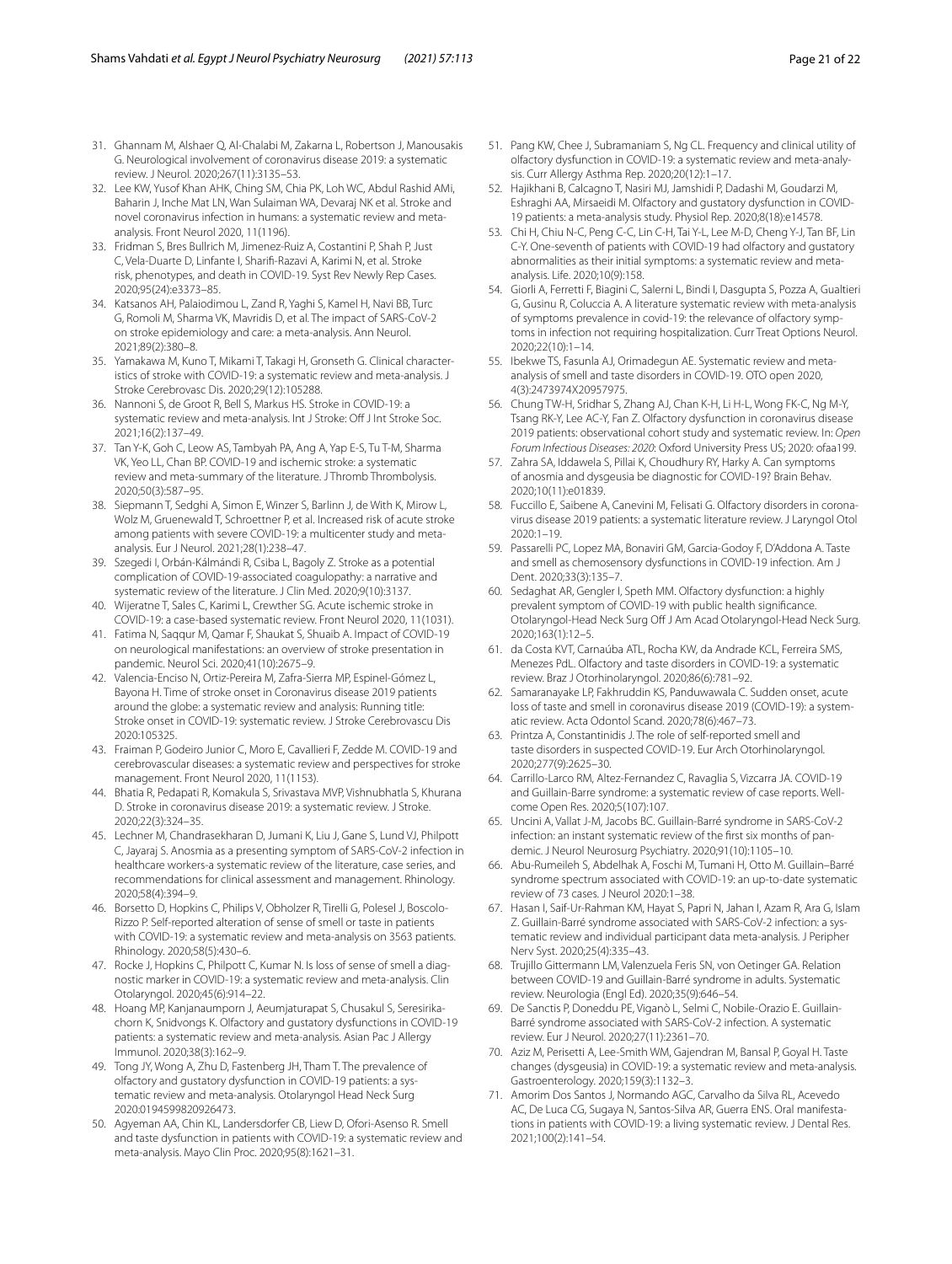31. Ghannam M, Alshaer Q, Al-Chalabi M, Zakarna L, Robertson J, Manousakis G. Neurological involvement of coronavirus disease 2019: a systematic review. J Neurol. 2020;267(11):3135–53.
32. Lee KW, Yusof Khan AHK, Ching SM, Chia PK, Loh WC, Abdul Rashid AMi, Baharin J, Inche Mat LN, Wan Sulaiman WA, Devaraj NK et al. Stroke and novel coronavirus infection in humans: a systematic review and meta-analysis. Front Neurol 2020, 11(1196).
33. Fridman S, Bres Bullrich M, Jimenez-Ruiz A, Costantini P, Shah P, Just C, Vela-Duarte D, Linfante I, Sharifi-Razavi A, Karimi N, et al. Stroke risk, phenotypes, and death in COVID-19. Syst Rev Newly Rep Cases. 2020;95(24):e3373–85.
34. Katsanos AH, Palaiodimou L, Zand R, Yaghi S, Kamel H, Navi BB, Turc G, Romoli M, Sharma VK, Mavridis D, et al. The impact of SARS-CoV-2 on stroke epidemiology and care: a meta-analysis. Ann Neurol. 2021;89(2):380–8.
35. Yamakawa M, Kuno T, Mikami T, Takagi H, Gronseth G. Clinical characteristics of stroke with COVID-19: a systematic review and meta-analysis. J Stroke Cerebrovasc Dis. 2020;29(12):105288.
36. Nannoni S, de Groot R, Bell S, Markus HS. Stroke in COVID-19: a systematic review and meta-analysis. Int J Stroke: Off J Int Stroke Soc. 2021;16(2):137–49.
37. Tan Y-K, Goh C, Leow AS, Tambyah PA, Ang A, Yap E-S, Tu T-M, Sharma VK, Yeo LL, Chan BP. COVID-19 and ischemic stroke: a systematic review and meta-summary of the literature. J Thromb Thrombolysis. 2020;50(3):587–95.
38. Siepmann T, Sedghi A, Simon E, Winzer S, Barlinn J, de With K, Mirow L, Wolz M, Gruenewald T, Schroettner P, et al. Increased risk of acute stroke among patients with severe COVID-19: a multicenter study and meta-analysis. Eur J Neurol. 2021;28(1):238–47.
39. Szegedi I, Orbán-Kálmándi R, Csiba L, Bagoly Z. Stroke as a potential complication of COVID-19-associated coagulopathy: a narrative and systematic review of the literature. J Clin Med. 2020;9(10):3137.
40. Wijeratne T, Sales C, Karimi L, Crewther SG. Acute ischemic stroke in COVID-19: a case-based systematic review. Front Neurol 2020, 11(1031).
41. Fatima N, Saqqur M, Qamar F, Shaukat S, Shuaib A. Impact of COVID-19 on neurological manifestations: an overview of stroke presentation in pandemic. Neurol Sci. 2020;41(10):2675–9.
42. Valencia-Enciso N, Ortiz-Pereira M, Zafra-Sierra MP, Espinel-Gómez L, Bayona H. Time of stroke onset in Coronavirus disease 2019 patients around the globe: a systematic review and analysis: Running title: Stroke onset in COVID-19: systematic review. J Stroke Cerebrovascu Dis 2020:105325.
43. Fraiman P, Godeiro Junior C, Moro E, Cavallieri F, Zedde M. COVID-19 and cerebrovascular diseases: a systematic review and perspectives for stroke management. Front Neurol 2020, 11(1153).
44. Bhatia R, Pedapati R, Komakula S, Srivastava MVP, Vishnubhatla S, Khurana D. Stroke in coronavirus disease 2019: a systematic review. J Stroke. 2020;22(3):324–35.
45. Lechner M, Chandrasekharan D, Jumani K, Liu J, Gane S, Lund VJ, Philpott C, Jayaraj S. Anosmia as a presenting symptom of SARS-CoV-2 infection in healthcare workers-a systematic review of the literature, case series, and recommendations for clinical assessment and management. Rhinology. 2020;58(4):394–9.
46. Borsetto D, Hopkins C, Philips V, Obholzer R, Tirelli G, Polesel J, Boscolo-Rizzo P. Self-reported alteration of sense of smell or taste in patients with COVID-19: a systematic review and meta-analysis on 3563 patients. Rhinology. 2020;58(5):430–6.
47. Rocke J, Hopkins C, Philpott C, Kumar N. Is loss of sense of smell a diagnostic marker in COVID-19: a systematic review and meta-analysis. Clin Otolaryngol. 2020;45(6):914–22.
48. Hoang MP, Kanjanaumporn J, Aeumjaturapat S, Chusakul S, Seresirikachorn K, Snidvongs K. Olfactory and gustatory dysfunctions in COVID-19 patients: a systematic review and meta-analysis. Asian Pac J Allergy Immunol. 2020;38(3):162–9.
49. Tong JY, Wong A, Zhu D, Fastenberg JH, Tham T. The prevalence of olfactory and gustatory dysfunction in COVID-19 patients: a systematic review and meta-analysis. Otolaryngol Head Neck Surg 2020:0194599820926473.
50. Agyeman AA, Chin KL, Landersdorfer CB, Liew D, Ofori-Asenso R. Smell and taste dysfunction in patients with COVID-19: a systematic review and meta-analysis. Mayo Clin Proc. 2020;95(8):1621–31.
51. Pang KW, Chee J, Subramaniam S, Ng CL. Frequency and clinical utility of olfactory dysfunction in COVID-19: a systematic review and meta-analysis. Curr Allergy Asthma Rep. 2020;20(12):1–17.
52. Hajikhani B, Calcagno T, Nasiri MJ, Jamshidi P, Dadashi M, Goudarzi M, Eshraghi AA, Mirsaeidi M. Olfactory and gustatory dysfunction in COVID-19 patients: a meta-analysis study. Physiol Rep. 2020;8(18):e14578.
53. Chi H, Chiu N-C, Peng C-C, Lin C-H, Tai Y-L, Lee M-D, Cheng Y-J, Tan BF, Lin C-Y. One-seventh of patients with COVID-19 had olfactory and gustatory abnormalities as their initial symptoms: a systematic review and meta-analysis. Life. 2020;10(9):158.
54. Giorli A, Ferretti F, Biagini C, Salerni L, Bindi I, Dasgupta S, Pozza A, Gualtieri G, Gusinu R, Coluccia A. A literature systematic review with meta-analysis of symptoms prevalence in covid-19: the relevance of olfactory symptoms in infection not requiring hospitalization. Curr Treat Options Neurol. 2020;22(10):1–14.
55. Ibekwe TS, Fasunla AJ, Orimadegun AE. Systematic review and meta-analysis of smell and taste disorders in COVID-19. OTO open 2020, 4(3):2473974X20957975.
56. Chung TW-H, Sridhar S, Zhang AJ, Chan K-H, Li H-L, Wong FK-C, Ng M-Y, Tsang RK-Y, Lee AC-Y, Fan Z. Olfactory dysfunction in coronavirus disease 2019 patients: observational cohort study and systematic review. In: *Open Forum Infectious Diseases: 2020*: Oxford University Press US; 2020: ofaa199.
57. Zahra SA, Iddawela S, Pillai K, Choudhury RY, Harky A. Can symptoms of anosmia and dysgeusia be diagnostic for COVID-19? Brain Behav. 2020;10(11):e01839.
58. Fuccillo E, Saibene A, Canevini M, Felisati G. Olfactory disorders in coronavirus disease 2019 patients: a systematic literature review. J Laryngol Otol 2020:1–19.
59. Passarelli PC, Lopez MA, Bonaviri GM, Garcia-Godoy F, D'Addona A. Taste and smell as chemosensory dysfunctions in COVID-19 infection. Am J Dent. 2020;33(3):135–7.
60. Sedaghat AR, Gengler I, Speth MM. Olfactory dysfunction: a highly prevalent symptom of COVID-19 with public health significance. Otolaryngol-Head Neck Surg Off J Am Acad Otolaryngol-Head Neck Surg. 2020;163(1):12–5.
61. da Costa KVT, Carnaúba ATL, Rocha KW, da Andrade KCL, Ferreira SMS, Menezes PdL. Olfactory and taste disorders in COVID-19: a systematic review. Braz J Otorhinolaryngol. 2020;86(6):781–92.
62. Samaranayake LP, Fakhruddin KS, Panduwawala C. Sudden onset, acute loss of taste and smell in coronavirus disease 2019 (COVID-19): a systematic review. Acta Odontol Scand. 2020;78(6):467–73.
63. Printza A, Constantinidis J. The role of self-reported smell and taste disorders in suspected COVID-19. Eur Arch Otorhinolaryngol. 2020;277(9):2625–30.
64. Carrillo-Larco RM, Altez-Fernandez C, Ravaglia S, Vizcarra JA. COVID-19 and Guillain-Barre syndrome: a systematic review of case reports. Wellcome Open Res. 2020;5(107):107.
65. Uncini A, Vallat J-M, Jacobs BC. Guillain-Barré syndrome in SARS-CoV-2 infection: an instant systematic review of the first six months of pandemic. J Neurol Neurosurg Psychiatry. 2020;91(10):1105–10.
66. Abu-Rumeileh S, Abdelhak A, Foschi M, Tumani H, Otto M. Guillain–Barré syndrome spectrum associated with COVID-19: an up-to-date systematic review of 73 cases. J Neurol 2020:1–38.
67. Hasan I, Saif-Ur-Rahman KM, Hayat S, Papri N, Jahan I, Azam R, Ara G, Islam Z. Guillain-Barré syndrome associated with SARS-CoV-2 infection: a systematic review and individual participant data meta-analysis. J Peripher Nerv Syst. 2020;25(4):335–43.
68. Trujillo Gittermann LM, Valenzuela Feris SN, von Oetinger GA. Relation between COVID-19 and Guillain-Barré syndrome in adults. Systematic review. Neurologia (Engl Ed). 2020;35(9):646–54.
69. De Sanctis P, Doneddu PE, Viganò L, Selmi C, Nobile-Orazio E. Guillain-Barré syndrome associated with SARS-CoV-2 infection. A systematic review. Eur J Neurol. 2020;27(11):2361–70.
70. Aziz M, Perisetti A, Lee-Smith WM, Gajendran M, Bansal P, Goyal H. Taste changes (dysgeusia) in COVID-19: a systematic review and meta-analysis. Gastroenterology. 2020;159(3):1132–3.
71. Amorim Dos Santos J, Normando AGC, Carvalho da Silva RL, Acevedo AC, De Luca CG, Sugaya N, Santos-Silva AR, Guerra ENS. Oral manifestations in patients with COVID-19: a living systematic review. J Dental Res. 2021;100(2):141–54.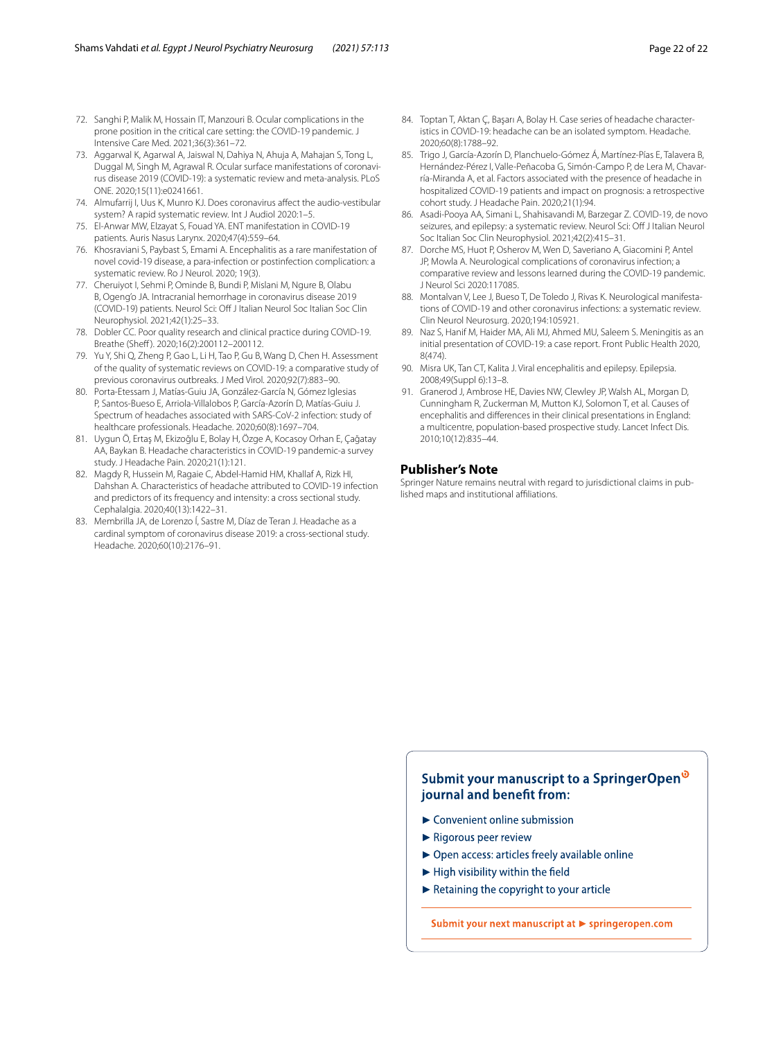72. Sanghi P, Malik M, Hossain IT, Manzouri B. Ocular complications in the prone position in the critical care setting: the COVID-19 pandemic. J Intensive Care Med. 2021;36(3):361–72.
73. Aggarwal K, Agarwal A, Jaiswal N, Dahiya N, Ahuja A, Mahajan S, Tong L, Duggal M, Singh M, Agrawal R. Ocular surface manifestations of coronavirus disease 2019 (COVID-19): a systematic review and meta-analysis. PLoS ONE. 2020;15(11):e0241661.
74. Almufarrij I, Uus K, Munro KJ. Does coronavirus affect the audio-vestibular system? A rapid systematic review. Int J Audiol 2020:1–5.
75. El-Anwar MW, Elzayat S, Fouad YA. ENT manifestation in COVID-19 patients. Auris Nasus Larynx. 2020;47(4):559–64.
76. Khosraviani S, Paybast S, Emami A. Encephalitis as a rare manifestation of novel covid-19 disease, a para-infection or postinfection complication: a systematic review. Ro J Neurol. 2020; 19(3).
77. Cheruiyot I, Sehmi P, Ominde B, Bundi P, Mislani M, Ngure B, Olabu B, Ogeng'o JA. Intracranial hemorrhage in coronavirus disease 2019 (COVID-19) patients. Neurol Sci: Off J Italian Neurol Soc Italian Soc Clin Neurophysiol. 2021;42(1):25–33.
78. Dobler CC. Poor quality research and clinical practice during COVID-19. Breathe (Sheff). 2020;16(2):200112–200112.
79. Yu Y, Shi Q, Zheng P, Gao L, Li H, Tao P, Gu B, Wang D, Chen H. Assessment of the quality of systematic reviews on COVID-19: a comparative study of previous coronavirus outbreaks. J Med Virol. 2020;92(7):883–90.
80. Porta-Etessam J, Matías-Guiu JA, González-García N, Gómez Iglesias P, Santos-Bueso E, Arriola-Villalobos P, García-Azorín D, Matías-Guiu J. Spectrum of headaches associated with SARS-CoV-2 infection: study of healthcare professionals. Headache. 2020;60(8):1697–704.
81. Uygun Ö, Ertaş M, Ekizoğlu E, Bolay H, Özge A, Kocasoy Orhan E, Çağatay AA, Baykan B. Headache characteristics in COVID-19 pandemic-a survey study. J Headache Pain. 2020;21(1):121.
82. Magdy R, Hussein M, Ragaie C, Abdel-Hamid HM, Khallaf A, Rizk HI, Dahshan A. Characteristics of headache attributed to COVID-19 infection and predictors of its frequency and intensity: a cross sectional study. Cephalalgia. 2020;40(13):1422–31.
83. Membrilla JA, de Lorenzo Í, Sastre M, Díaz de Teran J. Headache as a cardinal symptom of coronavirus disease 2019: a cross-sectional study. Headache. 2020;60(10):2176–91.
84. Toptan T, Aktan Ç, Başarı A, Bolay H. Case series of headache characteristics in COVID-19: headache can be an isolated symptom. Headache. 2020;60(8):1788–92.
85. Trigo J, García-Azorín D, Planchuelo-Gómez Á, Martínez-Pías E, Talavera B, Hernández-Pérez I, Valle-Peñacoba G, Simón-Campo P, de Lera M, Chavarría-Miranda A, et al. Factors associated with the presence of headache in hospitalized COVID-19 patients and impact on prognosis: a retrospective cohort study. J Headache Pain. 2020;21(1):94.
86. Asadi-Pooya AA, Simani L, Shahisavandi M, Barzegar Z. COVID-19, de novo seizures, and epilepsy: a systematic review. Neurol Sci: Off J Italian Neurol Soc Italian Soc Clin Neurophysiol. 2021;42(2):415–31.
87. Dorche MS, Huot P, Osherov M, Wen D, Saveriano A, Giacomini P, Antel JP, Mowla A. Neurological complications of coronavirus infection; a comparative review and lessons learned during the COVID-19 pandemic. J Neurol Sci 2020:117085.
88. Montalvan V, Lee J, Bueso T, De Toledo J, Rivas K. Neurological manifestations of COVID-19 and other coronavirus infections: a systematic review. Clin Neurol Neurosurg. 2020;194:105921.
89. Naz S, Hanif M, Haider MA, Ali MJ, Ahmed MU, Saleem S. Meningitis as an initial presentation of COVID-19: a case report. Front Public Health 2020, 8(474).
90. Misra UK, Tan CT, Kalita J. Viral encephalitis and epilepsy. Epilepsia. 2008;49(Suppl 6):13–8.
91. Granerod J, Ambrose HE, Davies NW, Clewley JP, Walsh AL, Morgan D, Cunningham R, Zuckerman M, Mutton KJ, Solomon T, et al. Causes of encephalitis and differences in their clinical presentations in England: a multicentre, population-based prospective study. Lancet Infect Dis. 2010;10(12):835–44.

## Publisher's Note

Springer Nature remains neutral with regard to jurisdictional claims in published maps and institutional affiliations.

**Submit your manuscript to a SpringerOpen journal and benefit from:**

- ► Convenient online submission
- ► Rigorous peer review
- ► Open access: articles freely available online
- ► High visibility within the field
- ► Retaining the copyright to your article

**Submit your next manuscript at ► springeropen.com**